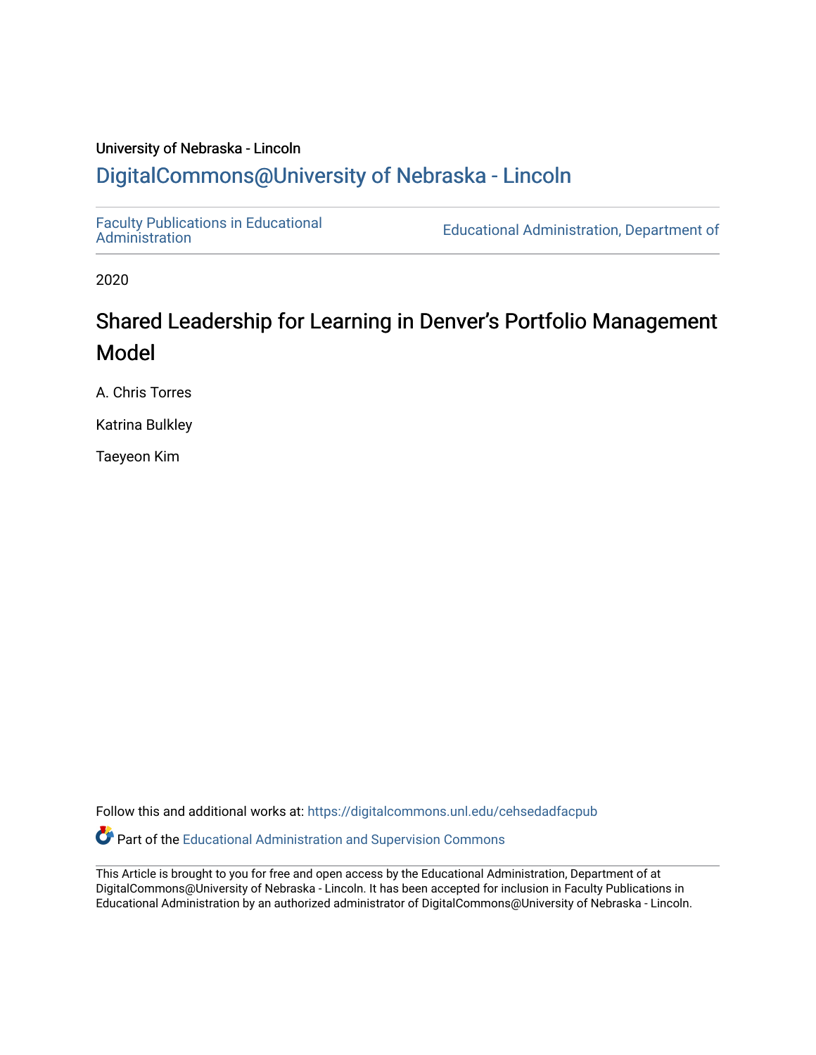University of Nebraska - Lincoln

DigitalCommons@University of Nebraska - Lincoln

Faculty Publications in Educational Administration | Educational Administration, Department of

2020

# Shared Leadership for Learning in Denver's Portfolio Management Model

A. Chris Torres

Katrina Bulkley

Taeyeon Kim

Follow this and additional works at: https://digitalcommons.unl.edu/cehsedadfacpub

Part of the Educational Administration and Supervision Commons

This Article is brought to you for free and open access by the Educational Administration, Department of at DigitalCommons@University of Nebraska - Lincoln. It has been accepted for inclusion in Faculty Publications in Educational Administration by an authorized administrator of DigitalCommons@University of Nebraska - Lincoln.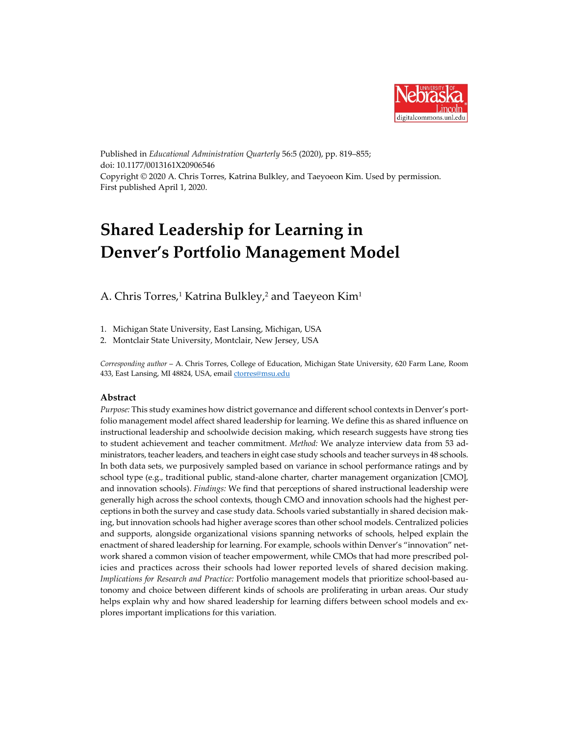Published in *Educational Administration Quarterly* 56:5 (2020), pp. 819–855;
doi: 10.1177/0013161X20906546
Copyright © 2020 A. Chris Torres, Katrina Bulkley, and Taeyoeon Kim. Used by permission.
First published April 1, 2020.

# Shared Leadership for Learning in Denver's Portfolio Management Model

A. Chris Torres,[1] Katrina Bulkley,[2] and Taeyeon Kim[1]

1. Michigan State University, East Lansing, Michigan, USA
2. Montclair State University, Montclair, New Jersey, USA

*Corresponding author* – A. Chris Torres, College of Education, Michigan State University, 620 Farm Lane, Room 433, East Lansing, MI 48824, USA, email ctorres@msu.edu

## Abstract

*Purpose:* This study examines how district governance and different school contexts in Denver's portfolio management model affect shared leadership for learning. We define this as shared influence on instructional leadership and schoolwide decision making, which research suggests have strong ties to student achievement and teacher commitment. *Method:* We analyze interview data from 53 administrators, teacher leaders, and teachers in eight case study schools and teacher surveys in 48 schools. In both data sets, we purposively sampled based on variance in school performance ratings and by school type (e.g., traditional public, stand-alone charter, charter management organization [CMO], and innovation schools). *Findings:* We find that perceptions of shared instructional leadership were generally high across the school contexts, though CMO and innovation schools had the highest perceptions in both the survey and case study data. Schools varied substantially in shared decision making, but innovation schools had higher average scores than other school models. Centralized policies and supports, alongside organizational visions spanning networks of schools, helped explain the enactment of shared leadership for learning. For example, schools within Denver's "innovation" network shared a common vision of teacher empowerment, while CMOs that had more prescribed policies and practices across their schools had lower reported levels of shared decision making. *Implications for Research and Practice:* Portfolio management models that prioritize school-based autonomy and choice between different kinds of schools are proliferating in urban areas. Our study helps explain why and how shared leadership for learning differs between school models and explores important implications for this variation.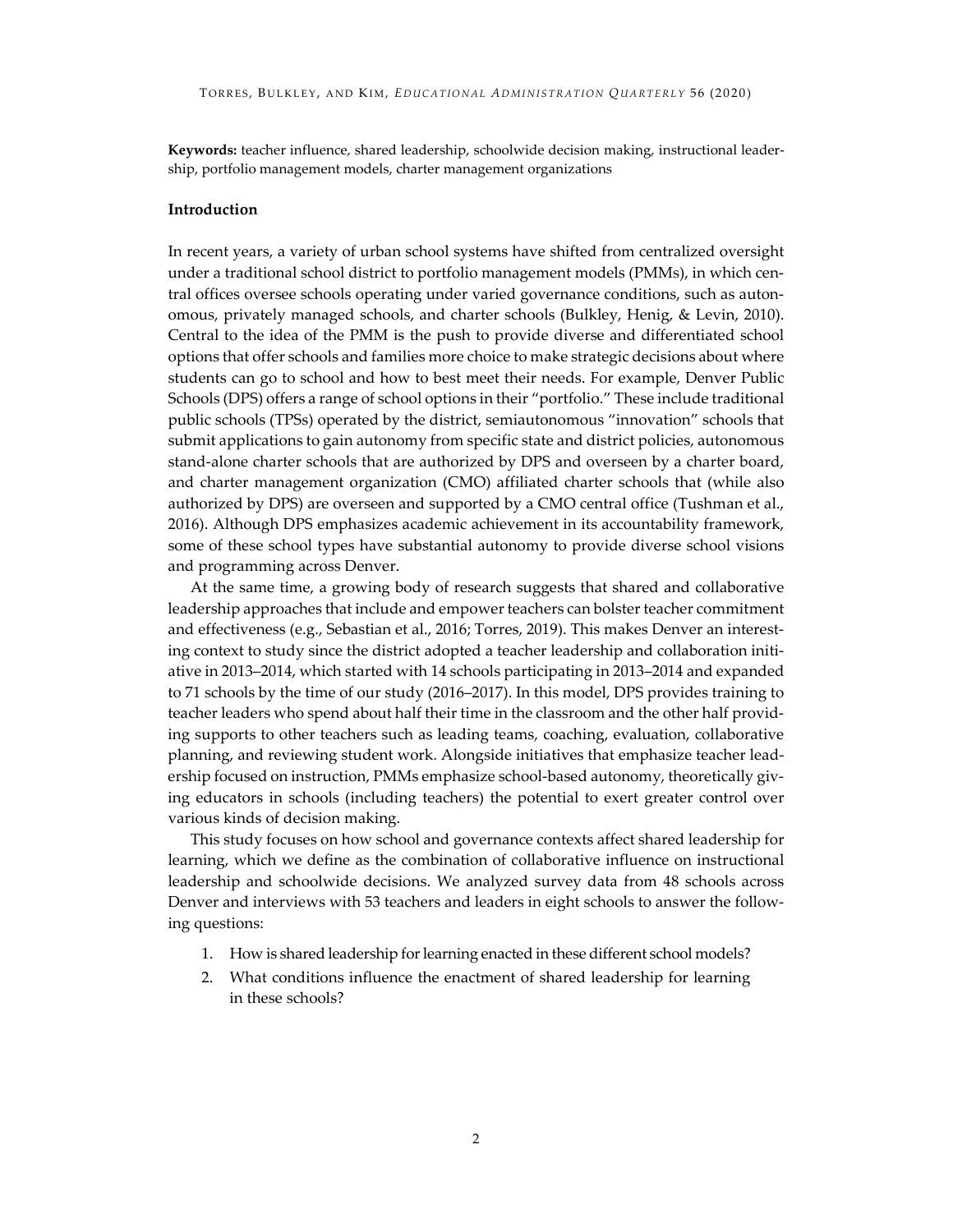**Keywords:** teacher influence, shared leadership, schoolwide decision making, instructional leadership, portfolio management models, charter management organizations

## Introduction

In recent years, a variety of urban school systems have shifted from centralized oversight under a traditional school district to portfolio management models (PMMs), in which central offices oversee schools operating under varied governance conditions, such as autonomous, privately managed schools, and charter schools (Bulkley, Henig, & Levin, 2010). Central to the idea of the PMM is the push to provide diverse and differentiated school options that offer schools and families more choice to make strategic decisions about where students can go to school and how to best meet their needs. For example, Denver Public Schools (DPS) offers a range of school options in their "portfolio." These include traditional public schools (TPSs) operated by the district, semiautonomous "innovation" schools that submit applications to gain autonomy from specific state and district policies, autonomous stand-alone charter schools that are authorized by DPS and overseen by a charter board, and charter management organization (CMO) affiliated charter schools that (while also authorized by DPS) are overseen and supported by a CMO central office (Tushman et al., 2016). Although DPS emphasizes academic achievement in its accountability framework, some of these school types have substantial autonomy to provide diverse school visions and programming across Denver.

At the same time, a growing body of research suggests that shared and collaborative leadership approaches that include and empower teachers can bolster teacher commitment and effectiveness (e.g., Sebastian et al., 2016; Torres, 2019). This makes Denver an interesting context to study since the district adopted a teacher leadership and collaboration initiative in 2013–2014, which started with 14 schools participating in 2013–2014 and expanded to 71 schools by the time of our study (2016–2017). In this model, DPS provides training to teacher leaders who spend about half their time in the classroom and the other half providing supports to other teachers such as leading teams, coaching, evaluation, collaborative planning, and reviewing student work. Alongside initiatives that emphasize teacher leadership focused on instruction, PMMs emphasize school-based autonomy, theoretically giving educators in schools (including teachers) the potential to exert greater control over various kinds of decision making.

This study focuses on how school and governance contexts affect shared leadership for learning, which we define as the combination of collaborative influence on instructional leadership and schoolwide decisions. We analyzed survey data from 48 schools across Denver and interviews with 53 teachers and leaders in eight schools to answer the following questions:

1. How is shared leadership for learning enacted in these different school models?
2. What conditions influence the enactment of shared leadership for learning in these schools?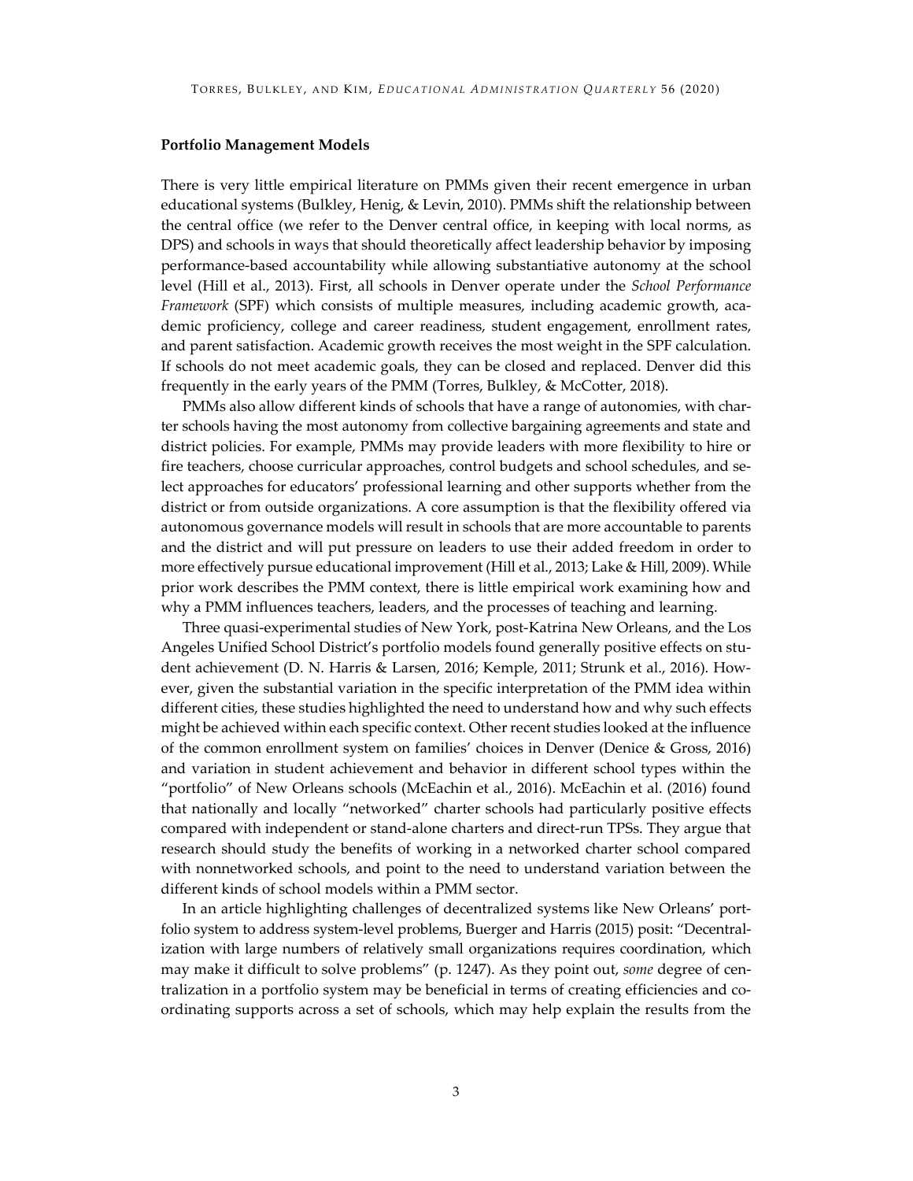**Portfolio Management Models**

There is very little empirical literature on PMMs given their recent emergence in urban educational systems (Bulkley, Henig, & Levin, 2010). PMMs shift the relationship between the central office (we refer to the Denver central office, in keeping with local norms, as DPS) and schools in ways that should theoretically affect leadership behavior by imposing performance-based accountability while allowing substantiative autonomy at the school level (Hill et al., 2013). First, all schools in Denver operate under the *School Performance Framework* (SPF) which consists of multiple measures, including academic growth, academic proficiency, college and career readiness, student engagement, enrollment rates, and parent satisfaction. Academic growth receives the most weight in the SPF calculation. If schools do not meet academic goals, they can be closed and replaced. Denver did this frequently in the early years of the PMM (Torres, Bulkley, & McCotter, 2018).

PMMs also allow different kinds of schools that have a range of autonomies, with charter schools having the most autonomy from collective bargaining agreements and state and district policies. For example, PMMs may provide leaders with more flexibility to hire or fire teachers, choose curricular approaches, control budgets and school schedules, and select approaches for educators' professional learning and other supports whether from the district or from outside organizations. A core assumption is that the flexibility offered via autonomous governance models will result in schools that are more accountable to parents and the district and will put pressure on leaders to use their added freedom in order to more effectively pursue educational improvement (Hill et al., 2013; Lake & Hill, 2009). While prior work describes the PMM context, there is little empirical work examining how and why a PMM influences teachers, leaders, and the processes of teaching and learning.

Three quasi-experimental studies of New York, post-Katrina New Orleans, and the Los Angeles Unified School District's portfolio models found generally positive effects on student achievement (D. N. Harris & Larsen, 2016; Kemple, 2011; Strunk et al., 2016). However, given the substantial variation in the specific interpretation of the PMM idea within different cities, these studies highlighted the need to understand how and why such effects might be achieved within each specific context. Other recent studies looked at the influence of the common enrollment system on families' choices in Denver (Denice & Gross, 2016) and variation in student achievement and behavior in different school types within the "portfolio" of New Orleans schools (McEachin et al., 2016). McEachin et al. (2016) found that nationally and locally "networked" charter schools had particularly positive effects compared with independent or stand-alone charters and direct-run TPSs. They argue that research should study the benefits of working in a networked charter school compared with nonnetworked schools, and point to the need to understand variation between the different kinds of school models within a PMM sector.

In an article highlighting challenges of decentralized systems like New Orleans' portfolio system to address system-level problems, Buerger and Harris (2015) posit: "Decentralization with large numbers of relatively small organizations requires coordination, which may make it difficult to solve problems" (p. 1247). As they point out, *some* degree of centralization in a portfolio system may be beneficial in terms of creating efficiencies and coordinating supports across a set of schools, which may help explain the results from the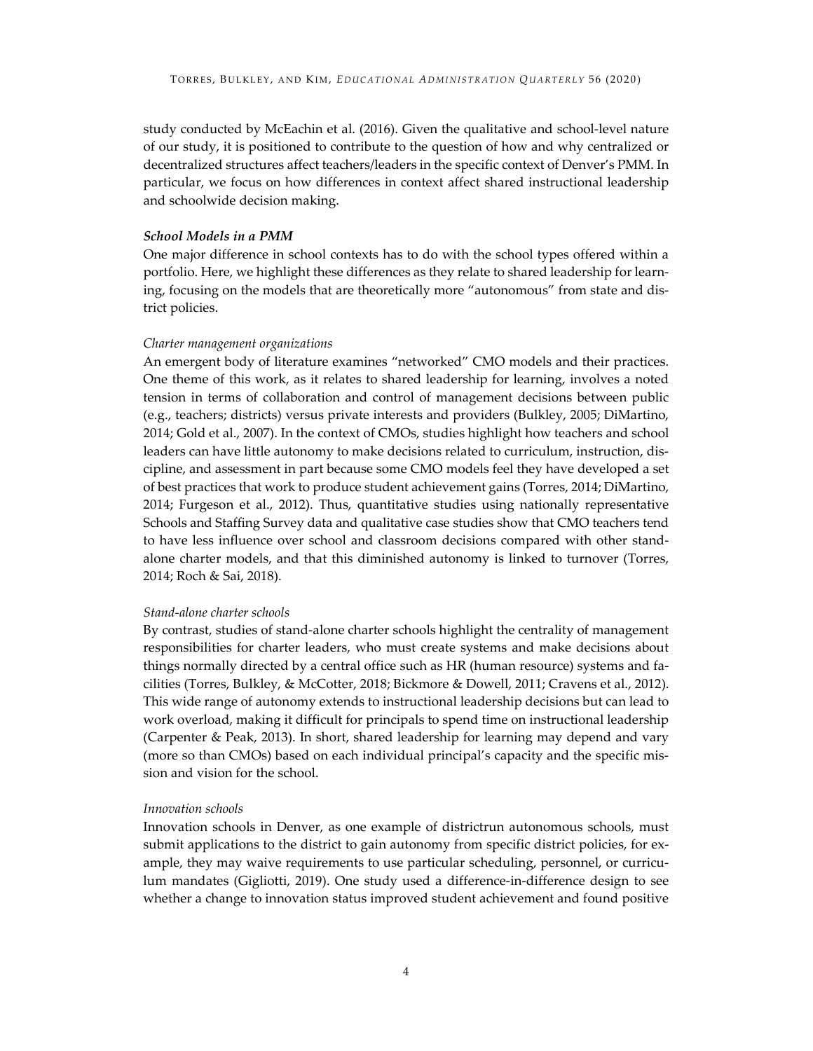study conducted by McEachin et al. (2016). Given the qualitative and school-level nature of our study, it is positioned to contribute to the question of how and why centralized or decentralized structures affect teachers/leaders in the specific context of Denver's PMM. In particular, we focus on how differences in context affect shared instructional leadership and schoolwide decision making.

### *School Models in a PMM*

One major difference in school contexts has to do with the school types offered within a portfolio. Here, we highlight these differences as they relate to shared leadership for learning, focusing on the models that are theoretically more "autonomous" from state and district policies.

#### *Charter management organizations*

An emergent body of literature examines "networked" CMO models and their practices. One theme of this work, as it relates to shared leadership for learning, involves a noted tension in terms of collaboration and control of management decisions between public (e.g., teachers; districts) versus private interests and providers (Bulkley, 2005; DiMartino, 2014; Gold et al., 2007). In the context of CMOs, studies highlight how teachers and school leaders can have little autonomy to make decisions related to curriculum, instruction, discipline, and assessment in part because some CMO models feel they have developed a set of best practices that work to produce student achievement gains (Torres, 2014; DiMartino, 2014; Furgeson et al., 2012). Thus, quantitative studies using nationally representative Schools and Staffing Survey data and qualitative case studies show that CMO teachers tend to have less influence over school and classroom decisions compared with other stand-alone charter models, and that this diminished autonomy is linked to turnover (Torres, 2014; Roch & Sai, 2018).

#### *Stand-alone charter schools*

By contrast, studies of stand-alone charter schools highlight the centrality of management responsibilities for charter leaders, who must create systems and make decisions about things normally directed by a central office such as HR (human resource) systems and facilities (Torres, Bulkley, & McCotter, 2018; Bickmore & Dowell, 2011; Cravens et al., 2012). This wide range of autonomy extends to instructional leadership decisions but can lead to work overload, making it difficult for principals to spend time on instructional leadership (Carpenter & Peak, 2013). In short, shared leadership for learning may depend and vary (more so than CMOs) based on each individual principal's capacity and the specific mission and vision for the school.

#### *Innovation schools*

Innovation schools in Denver, as one example of districtrun autonomous schools, must submit applications to the district to gain autonomy from specific district policies, for example, they may waive requirements to use particular scheduling, personnel, or curriculum mandates (Gigliotti, 2019). One study used a difference-in-difference design to see whether a change to innovation status improved student achievement and found positive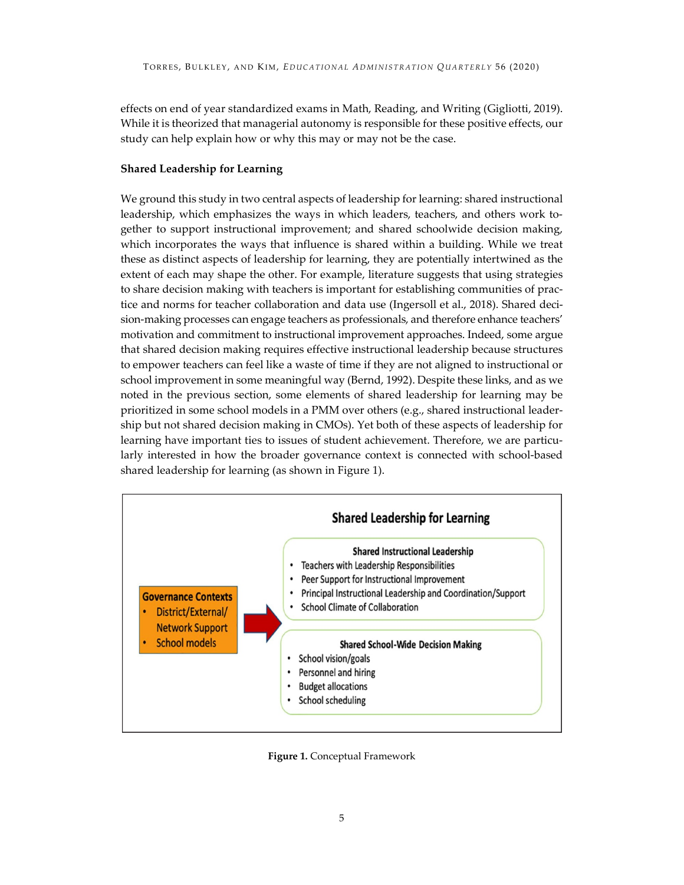effects on end of year standardized exams in Math, Reading, and Writing (Gigliotti, 2019). While it is theorized that managerial autonomy is responsible for these positive effects, our study can help explain how or why this may or may not be the case.

### Shared Leadership for Learning

We ground this study in two central aspects of leadership for learning: shared instructional leadership, which emphasizes the ways in which leaders, teachers, and others work together to support instructional improvement; and shared schoolwide decision making, which incorporates the ways that influence is shared within a building. While we treat these as distinct aspects of leadership for learning, they are potentially intertwined as the extent of each may shape the other. For example, literature suggests that using strategies to share decision making with teachers is important for establishing communities of practice and norms for teacher collaboration and data use (Ingersoll et al., 2018). Shared decision-making processes can engage teachers as professionals, and therefore enhance teachers' motivation and commitment to instructional improvement approaches. Indeed, some argue that shared decision making requires effective instructional leadership because structures to empower teachers can feel like a waste of time if they are not aligned to instructional or school improvement in some meaningful way (Bernd, 1992). Despite these links, and as we noted in the previous section, some elements of shared leadership for learning may be prioritized in some school models in a PMM over others (e.g., shared instructional leadership but not shared decision making in CMOs). Yet both of these aspects of leadership for learning have important ties to issues of student achievement. Therefore, we are particularly interested in how the broader governance context is connected with school-based shared leadership for learning (as shown in Figure 1).

**Governance Contexts**
- District/External/ Network Support
- School models

→

**Shared Leadership for Learning**

**Shared Instructional Leadership**
- Teachers with Leadership Responsibilities
- Peer Support for Instructional Improvement
- Principal Instructional Leadership and Coordination/Support
- School Climate of Collaboration

**Shared School-Wide Decision Making**
- School vision/goals
- Personnel and hiring
- Budget allocations
- School scheduling

**Figure 1.** Conceptual Framework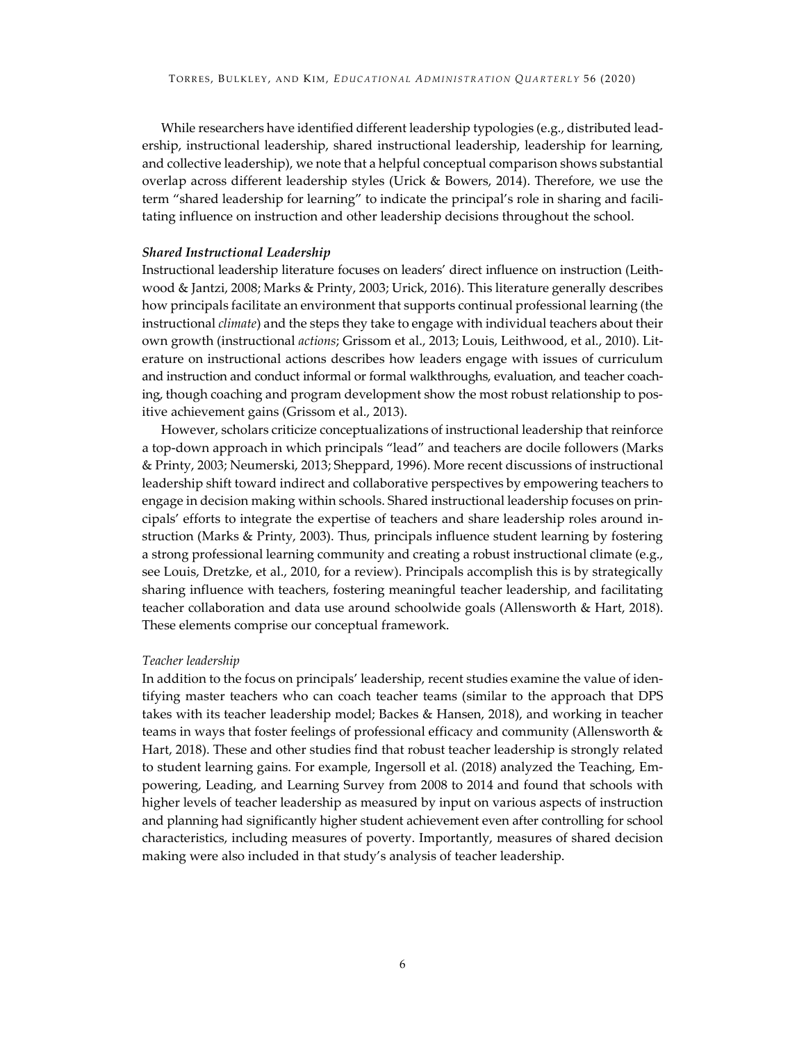While researchers have identified different leadership typologies (e.g., distributed leadership, instructional leadership, shared instructional leadership, leadership for learning, and collective leadership), we note that a helpful conceptual comparison shows substantial overlap across different leadership styles (Urick & Bowers, 2014). Therefore, we use the term "shared leadership for learning" to indicate the principal's role in sharing and facilitating influence on instruction and other leadership decisions throughout the school.

### *Shared Instructional Leadership*

Instructional leadership literature focuses on leaders' direct influence on instruction (Leithwood & Jantzi, 2008; Marks & Printy, 2003; Urick, 2016). This literature generally describes how principals facilitate an environment that supports continual professional learning (the instructional *climate*) and the steps they take to engage with individual teachers about their own growth (instructional *actions*; Grissom et al., 2013; Louis, Leithwood, et al., 2010). Literature on instructional actions describes how leaders engage with issues of curriculum and instruction and conduct informal or formal walkthroughs, evaluation, and teacher coaching, though coaching and program development show the most robust relationship to positive achievement gains (Grissom et al., 2013).

However, scholars criticize conceptualizations of instructional leadership that reinforce a top-down approach in which principals "lead" and teachers are docile followers (Marks & Printy, 2003; Neumerski, 2013; Sheppard, 1996). More recent discussions of instructional leadership shift toward indirect and collaborative perspectives by empowering teachers to engage in decision making within schools. Shared instructional leadership focuses on principals' efforts to integrate the expertise of teachers and share leadership roles around instruction (Marks & Printy, 2003). Thus, principals influence student learning by fostering a strong professional learning community and creating a robust instructional climate (e.g., see Louis, Dretzke, et al., 2010, for a review). Principals accomplish this is by strategically sharing influence with teachers, fostering meaningful teacher leadership, and facilitating teacher collaboration and data use around schoolwide goals (Allensworth & Hart, 2018). These elements comprise our conceptual framework.

#### *Teacher leadership*

In addition to the focus on principals' leadership, recent studies examine the value of identifying master teachers who can coach teacher teams (similar to the approach that DPS takes with its teacher leadership model; Backes & Hansen, 2018), and working in teacher teams in ways that foster feelings of professional efficacy and community (Allensworth & Hart, 2018). These and other studies find that robust teacher leadership is strongly related to student learning gains. For example, Ingersoll et al. (2018) analyzed the Teaching, Empowering, Leading, and Learning Survey from 2008 to 2014 and found that schools with higher levels of teacher leadership as measured by input on various aspects of instruction and planning had significantly higher student achievement even after controlling for school characteristics, including measures of poverty. Importantly, measures of shared decision making were also included in that study's analysis of teacher leadership.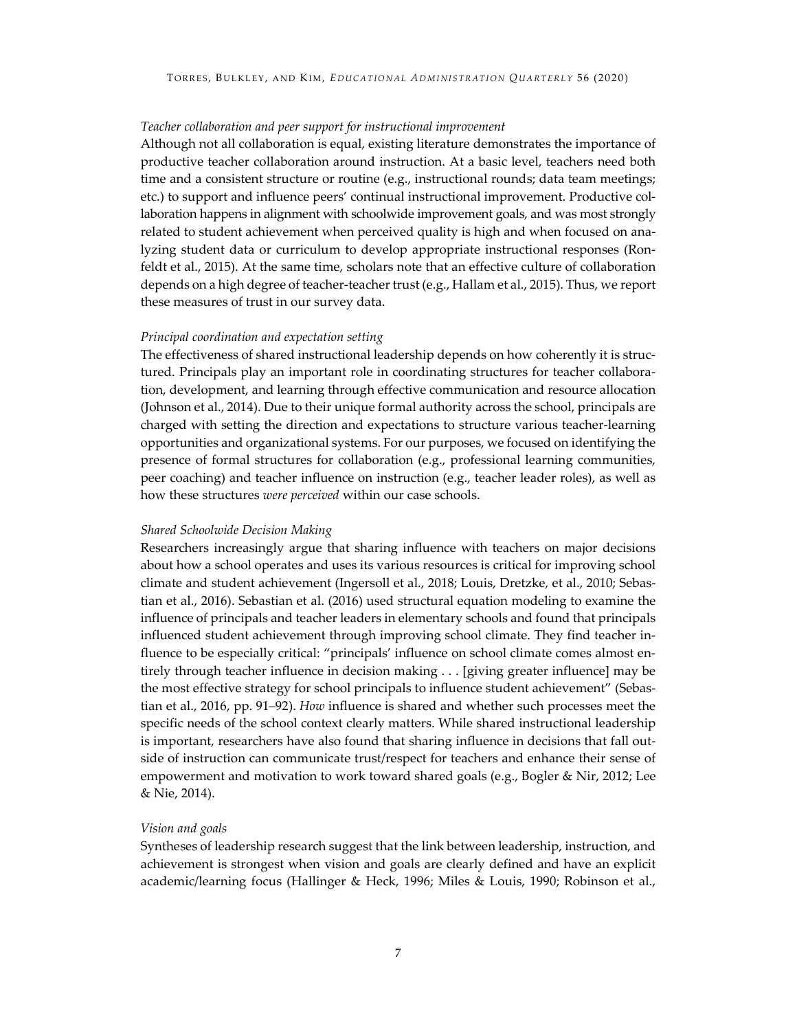*Teacher collaboration and peer support for instructional improvement*

Although not all collaboration is equal, existing literature demonstrates the importance of productive teacher collaboration around instruction. At a basic level, teachers need both time and a consistent structure or routine (e.g., instructional rounds; data team meetings; etc.) to support and influence peers' continual instructional improvement. Productive collaboration happens in alignment with schoolwide improvement goals, and was most strongly related to student achievement when perceived quality is high and when focused on analyzing student data or curriculum to develop appropriate instructional responses (Ronfeldt et al., 2015). At the same time, scholars note that an effective culture of collaboration depends on a high degree of teacher-teacher trust (e.g., Hallam et al., 2015). Thus, we report these measures of trust in our survey data.

*Principal coordination and expectation setting*

The effectiveness of shared instructional leadership depends on how coherently it is structured. Principals play an important role in coordinating structures for teacher collaboration, development, and learning through effective communication and resource allocation (Johnson et al., 2014). Due to their unique formal authority across the school, principals are charged with setting the direction and expectations to structure various teacher-learning opportunities and organizational systems. For our purposes, we focused on identifying the presence of formal structures for collaboration (e.g., professional learning communities, peer coaching) and teacher influence on instruction (e.g., teacher leader roles), as well as how these structures *were perceived* within our case schools.

*Shared Schoolwide Decision Making*

Researchers increasingly argue that sharing influence with teachers on major decisions about how a school operates and uses its various resources is critical for improving school climate and student achievement (Ingersoll et al., 2018; Louis, Dretzke, et al., 2010; Sebastian et al., 2016). Sebastian et al. (2016) used structural equation modeling to examine the influence of principals and teacher leaders in elementary schools and found that principals influenced student achievement through improving school climate. They find teacher influence to be especially critical: "principals' influence on school climate comes almost entirely through teacher influence in decision making . . . [giving greater influence] may be the most effective strategy for school principals to influence student achievement" (Sebastian et al., 2016, pp. 91–92). *How* influence is shared and whether such processes meet the specific needs of the school context clearly matters. While shared instructional leadership is important, researchers have also found that sharing influence in decisions that fall outside of instruction can communicate trust/respect for teachers and enhance their sense of empowerment and motivation to work toward shared goals (e.g., Bogler & Nir, 2012; Lee & Nie, 2014).

*Vision and goals*

Syntheses of leadership research suggest that the link between leadership, instruction, and achievement is strongest when vision and goals are clearly defined and have an explicit academic/learning focus (Hallinger & Heck, 1996; Miles & Louis, 1990; Robinson et al.,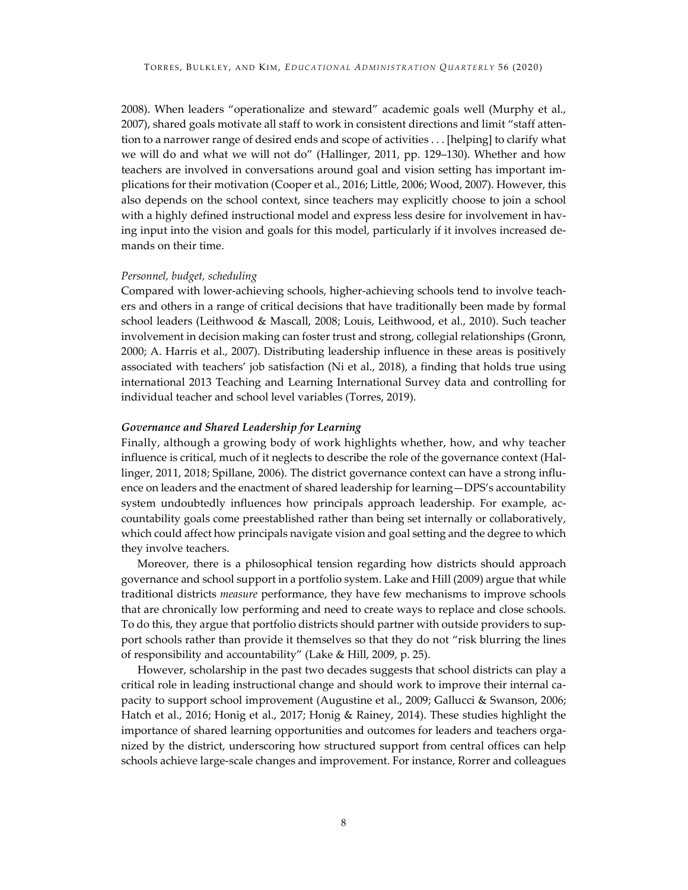2008). When leaders "operationalize and steward" academic goals well (Murphy et al., 2007), shared goals motivate all staff to work in consistent directions and limit "staff attention to a narrower range of desired ends and scope of activities . . . [helping] to clarify what we will do and what we will not do" (Hallinger, 2011, pp. 129–130). Whether and how teachers are involved in conversations around goal and vision setting has important implications for their motivation (Cooper et al., 2016; Little, 2006; Wood, 2007). However, this also depends on the school context, since teachers may explicitly choose to join a school with a highly defined instructional model and express less desire for involvement in having input into the vision and goals for this model, particularly if it involves increased demands on their time.

*Personnel, budget, scheduling*

Compared with lower-achieving schools, higher-achieving schools tend to involve teachers and others in a range of critical decisions that have traditionally been made by formal school leaders (Leithwood & Mascall, 2008; Louis, Leithwood, et al., 2010). Such teacher involvement in decision making can foster trust and strong, collegial relationships (Gronn, 2000; A. Harris et al., 2007). Distributing leadership influence in these areas is positively associated with teachers' job satisfaction (Ni et al., 2018), a finding that holds true using international 2013 Teaching and Learning International Survey data and controlling for individual teacher and school level variables (Torres, 2019).

### *Governance and Shared Leadership for Learning*

Finally, although a growing body of work highlights whether, how, and why teacher influence is critical, much of it neglects to describe the role of the governance context (Hallinger, 2011, 2018; Spillane, 2006). The district governance context can have a strong influence on leaders and the enactment of shared leadership for learning—DPS's accountability system undoubtedly influences how principals approach leadership. For example, accountability goals come preestablished rather than being set internally or collaboratively, which could affect how principals navigate vision and goal setting and the degree to which they involve teachers.

Moreover, there is a philosophical tension regarding how districts should approach governance and school support in a portfolio system. Lake and Hill (2009) argue that while traditional districts *measure* performance, they have few mechanisms to improve schools that are chronically low performing and need to create ways to replace and close schools. To do this, they argue that portfolio districts should partner with outside providers to support schools rather than provide it themselves so that they do not "risk blurring the lines of responsibility and accountability" (Lake & Hill, 2009, p. 25).

However, scholarship in the past two decades suggests that school districts can play a critical role in leading instructional change and should work to improve their internal capacity to support school improvement (Augustine et al., 2009; Gallucci & Swanson, 2006; Hatch et al., 2016; Honig et al., 2017; Honig & Rainey, 2014). These studies highlight the importance of shared learning opportunities and outcomes for leaders and teachers organized by the district, underscoring how structured support from central offices can help schools achieve large-scale changes and improvement. For instance, Rorrer and colleagues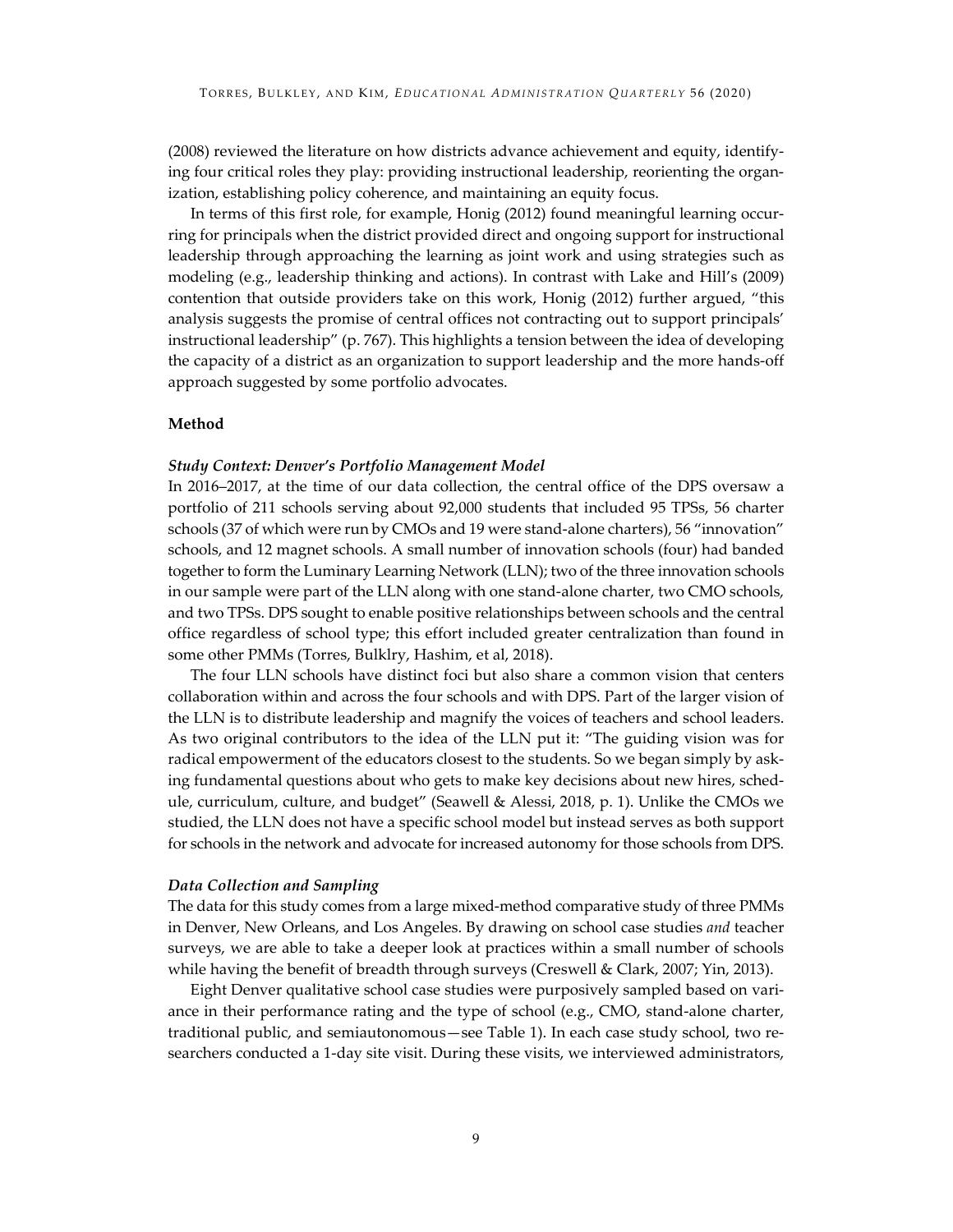(2008) reviewed the literature on how districts advance achievement and equity, identifying four critical roles they play: providing instructional leadership, reorienting the organization, establishing policy coherence, and maintaining an equity focus.

In terms of this first role, for example, Honig (2012) found meaningful learning occurring for principals when the district provided direct and ongoing support for instructional leadership through approaching the learning as joint work and using strategies such as modeling (e.g., leadership thinking and actions). In contrast with Lake and Hill's (2009) contention that outside providers take on this work, Honig (2012) further argued, "this analysis suggests the promise of central offices not contracting out to support principals' instructional leadership" (p. 767). This highlights a tension between the idea of developing the capacity of a district as an organization to support leadership and the more hands-off approach suggested by some portfolio advocates.

## Method

### *Study Context: Denver's Portfolio Management Model*

In 2016–2017, at the time of our data collection, the central office of the DPS oversaw a portfolio of 211 schools serving about 92,000 students that included 95 TPSs, 56 charter schools (37 of which were run by CMOs and 19 were stand-alone charters), 56 "innovation" schools, and 12 magnet schools. A small number of innovation schools (four) had banded together to form the Luminary Learning Network (LLN); two of the three innovation schools in our sample were part of the LLN along with one stand-alone charter, two CMO schools, and two TPSs. DPS sought to enable positive relationships between schools and the central office regardless of school type; this effort included greater centralization than found in some other PMMs (Torres, Bulklry, Hashim, et al, 2018).

The four LLN schools have distinct foci but also share a common vision that centers collaboration within and across the four schools and with DPS. Part of the larger vision of the LLN is to distribute leadership and magnify the voices of teachers and school leaders. As two original contributors to the idea of the LLN put it: "The guiding vision was for radical empowerment of the educators closest to the students. So we began simply by asking fundamental questions about who gets to make key decisions about new hires, schedule, curriculum, culture, and budget" (Seawell & Alessi, 2018, p. 1). Unlike the CMOs we studied, the LLN does not have a specific school model but instead serves as both support for schools in the network and advocate for increased autonomy for those schools from DPS.

### *Data Collection and Sampling*

The data for this study comes from a large mixed-method comparative study of three PMMs in Denver, New Orleans, and Los Angeles. By drawing on school case studies *and* teacher surveys, we are able to take a deeper look at practices within a small number of schools while having the benefit of breadth through surveys (Creswell & Clark, 2007; Yin, 2013).

Eight Denver qualitative school case studies were purposively sampled based on variance in their performance rating and the type of school (e.g., CMO, stand-alone charter, traditional public, and semiautonomous—see Table 1). In each case study school, two researchers conducted a 1-day site visit. During these visits, we interviewed administrators,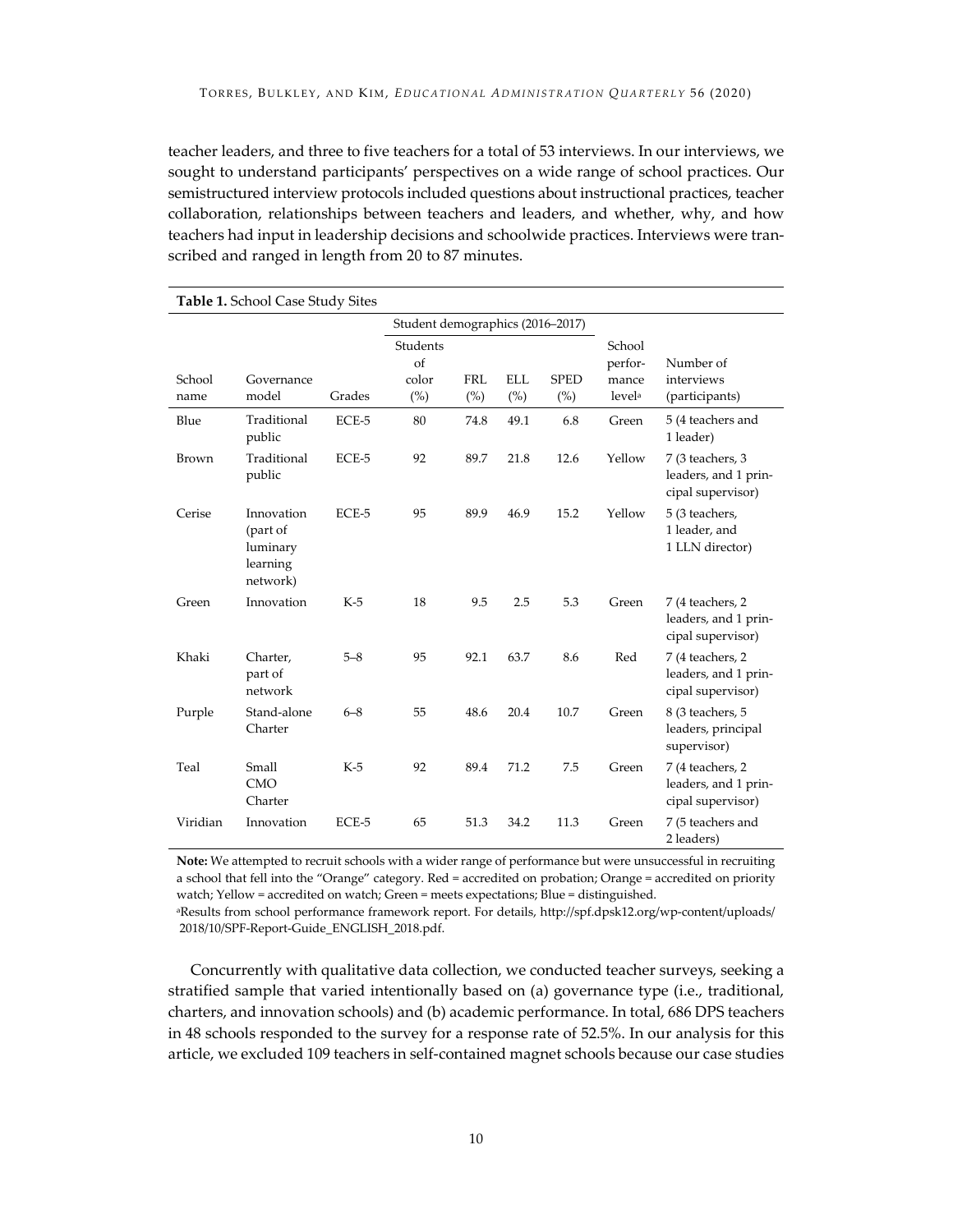teacher leaders, and three to five teachers for a total of 53 interviews. In our interviews, we sought to understand participants' perspectives on a wide range of school practices. Our semistructured interview protocols included questions about instructional practices, teacher collaboration, relationships between teachers and leaders, and whether, why, and how teachers had input in leadership decisions and schoolwide practices. Interviews were transcribed and ranged in length from 20 to 87 minutes.

**Table 1.** School Case Study Sites

| | | | Student demographics (2016–2017) | | | | | |
|---|---|---|---|---|---|---|---|---|
| School name | Governance model | Grades | Students of color (%) | FRL (%) | ELL (%) | SPED (%) | School performance level[a] | Number of interviews (participants) |
| Blue | Traditional public | ECE-5 | 80 | 74.8 | 49.1 | 6.8 | Green | 5 (4 teachers and 1 leader) |
| Brown | Traditional public | ECE-5 | 92 | 89.7 | 21.8 | 12.6 | Yellow | 7 (3 teachers, 3 leaders, and 1 principal supervisor) |
| Cerise | Innovation (part of luminary learning network) | ECE-5 | 95 | 89.9 | 46.9 | 15.2 | Yellow | 5 (3 teachers, 1 leader, and 1 LLN director) |
| Green | Innovation | K-5 | 18 | 9.5 | 2.5 | 5.3 | Green | 7 (4 teachers, 2 leaders, and 1 principal supervisor) |
| Khaki | Charter, part of network | 5–8 | 95 | 92.1 | 63.7 | 8.6 | Red | 7 (4 teachers, 2 leaders, and 1 principal supervisor) |
| Purple | Stand-alone Charter | 6–8 | 55 | 48.6 | 20.4 | 10.7 | Green | 8 (3 teachers, 5 leaders, principal supervisor) |
| Teal | Small CMO Charter | K-5 | 92 | 89.4 | 71.2 | 7.5 | Green | 7 (4 teachers, 2 leaders, and 1 principal supervisor) |
| Viridian | Innovation | ECE-5 | 65 | 51.3 | 34.2 | 11.3 | Green | 7 (5 teachers and 2 leaders) |

**Note:** We attempted to recruit schools with a wider range of performance but were unsuccessful in recruiting a school that fell into the "Orange" category. Red = accredited on probation; Orange = accredited on priority watch; Yellow = accredited on watch; Green = meets expectations; Blue = distinguished.

[a]Results from school performance framework report. For details, http://spf.dpsk12.org/wp-content/uploads/2018/10/SPF-Report-Guide_ENGLISH_2018.pdf.

Concurrently with qualitative data collection, we conducted teacher surveys, seeking a stratified sample that varied intentionally based on (a) governance type (i.e., traditional, charters, and innovation schools) and (b) academic performance. In total, 686 DPS teachers in 48 schools responded to the survey for a response rate of 52.5%. In our analysis for this article, we excluded 109 teachers in self-contained magnet schools because our case studies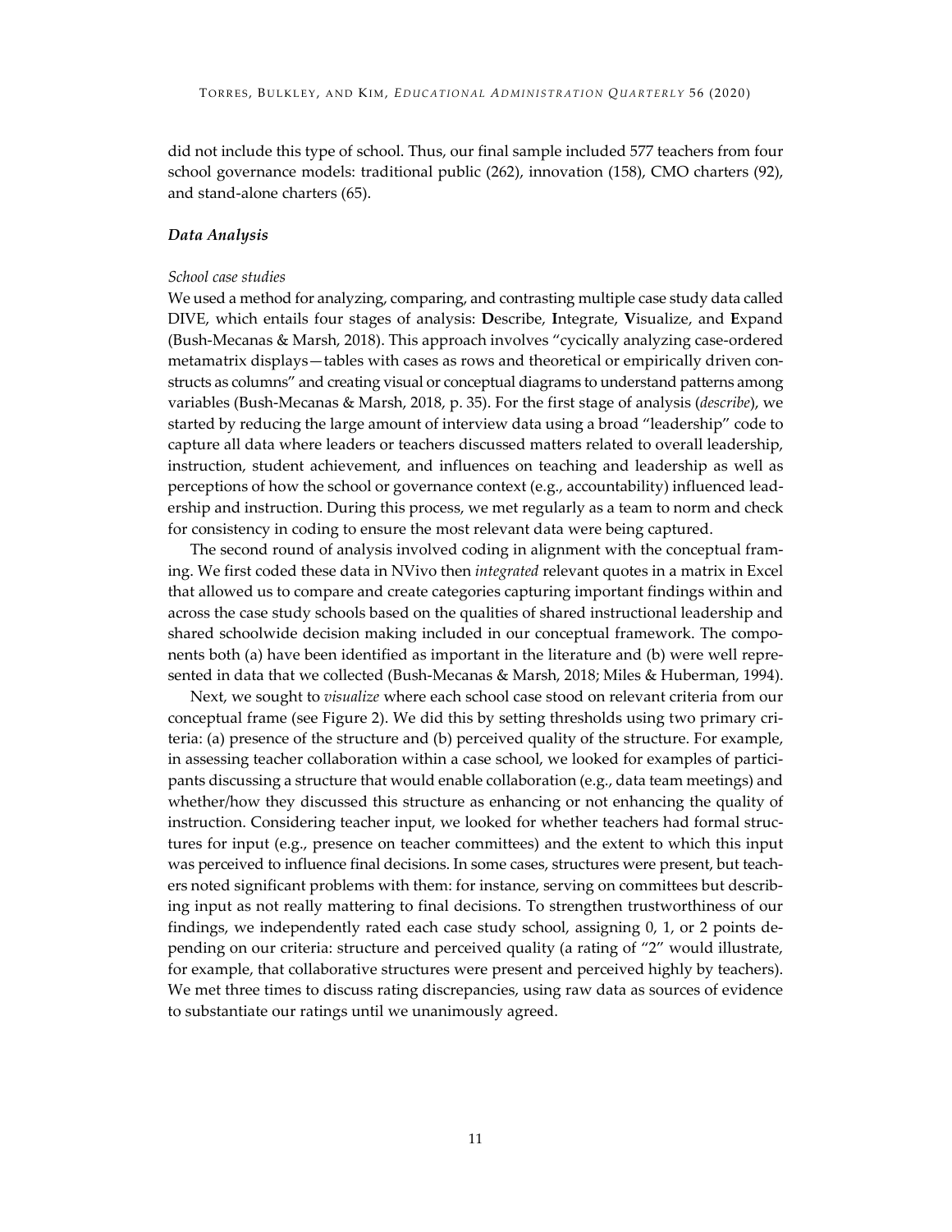did not include this type of school. Thus, our final sample included 577 teachers from four school governance models: traditional public (262), innovation (158), CMO charters (92), and stand-alone charters (65).

### *Data Analysis*

#### *School case studies*

We used a method for analyzing, comparing, and contrasting multiple case study data called DIVE, which entails four stages of analysis: **D**escribe, **I**ntegrate, **V**isualize, and **E**xpand (Bush-Mecanas & Marsh, 2018). This approach involves "cycically analyzing case-ordered metamatrix displays—tables with cases as rows and theoretical or empirically driven constructs as columns" and creating visual or conceptual diagrams to understand patterns among variables (Bush-Mecanas & Marsh, 2018, p. 35). For the first stage of analysis (*describe*), we started by reducing the large amount of interview data using a broad "leadership" code to capture all data where leaders or teachers discussed matters related to overall leadership, instruction, student achievement, and influences on teaching and leadership as well as perceptions of how the school or governance context (e.g., accountability) influenced leadership and instruction. During this process, we met regularly as a team to norm and check for consistency in coding to ensure the most relevant data were being captured.

The second round of analysis involved coding in alignment with the conceptual framing. We first coded these data in NVivo then *integrated* relevant quotes in a matrix in Excel that allowed us to compare and create categories capturing important findings within and across the case study schools based on the qualities of shared instructional leadership and shared schoolwide decision making included in our conceptual framework. The components both (a) have been identified as important in the literature and (b) were well represented in data that we collected (Bush-Mecanas & Marsh, 2018; Miles & Huberman, 1994).

Next, we sought to *visualize* where each school case stood on relevant criteria from our conceptual frame (see Figure 2). We did this by setting thresholds using two primary criteria: (a) presence of the structure and (b) perceived quality of the structure. For example, in assessing teacher collaboration within a case school, we looked for examples of participants discussing a structure that would enable collaboration (e.g., data team meetings) and whether/how they discussed this structure as enhancing or not enhancing the quality of instruction. Considering teacher input, we looked for whether teachers had formal structures for input (e.g., presence on teacher committees) and the extent to which this input was perceived to influence final decisions. In some cases, structures were present, but teachers noted significant problems with them: for instance, serving on committees but describing input as not really mattering to final decisions. To strengthen trustworthiness of our findings, we independently rated each case study school, assigning 0, 1, or 2 points depending on our criteria: structure and perceived quality (a rating of "2" would illustrate, for example, that collaborative structures were present and perceived highly by teachers). We met three times to discuss rating discrepancies, using raw data as sources of evidence to substantiate our ratings until we unanimously agreed.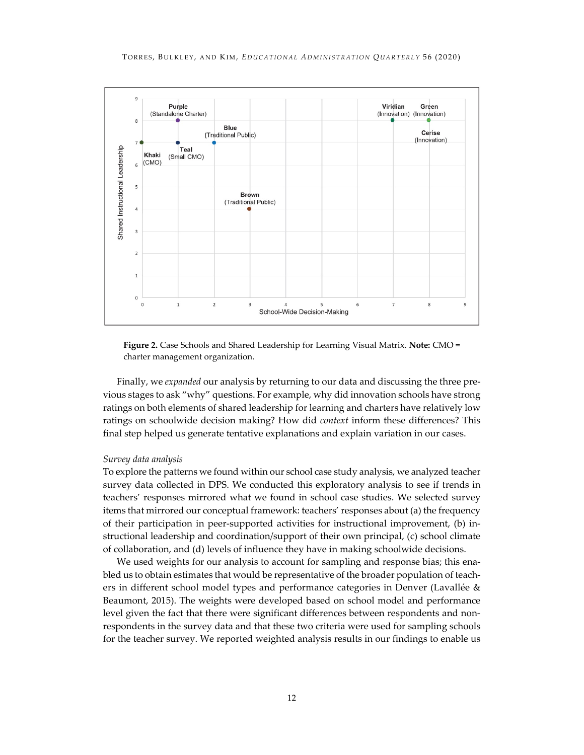**Figure 2.** Case Schools and Shared Leadership for Learning Visual Matrix. **Note:** CMO = charter management organization.

Finally, we *expanded* our analysis by returning to our data and discussing the three previous stages to ask "why" questions. For example, why did innovation schools have strong ratings on both elements of shared leadership for learning and charters have relatively low ratings on schoolwide decision making? How did *context* inform these differences? This final step helped us generate tentative explanations and explain variation in our cases.

*Survey data analysis*

To explore the patterns we found within our school case study analysis, we analyzed teacher survey data collected in DPS. We conducted this exploratory analysis to see if trends in teachers' responses mirrored what we found in school case studies. We selected survey items that mirrored our conceptual framework: teachers' responses about (a) the frequency of their participation in peer-supported activities for instructional improvement, (b) instructional leadership and coordination/support of their own principal, (c) school climate of collaboration, and (d) levels of influence they have in making schoolwide decisions.

We used weights for our analysis to account for sampling and response bias; this enabled us to obtain estimates that would be representative of the broader population of teachers in different school model types and performance categories in Denver (Lavallée & Beaumont, 2015). The weights were developed based on school model and performance level given the fact that there were significant differences between respondents and nonrespondents in the survey data and that these two criteria were used for sampling schools for the teacher survey. We reported weighted analysis results in our findings to enable us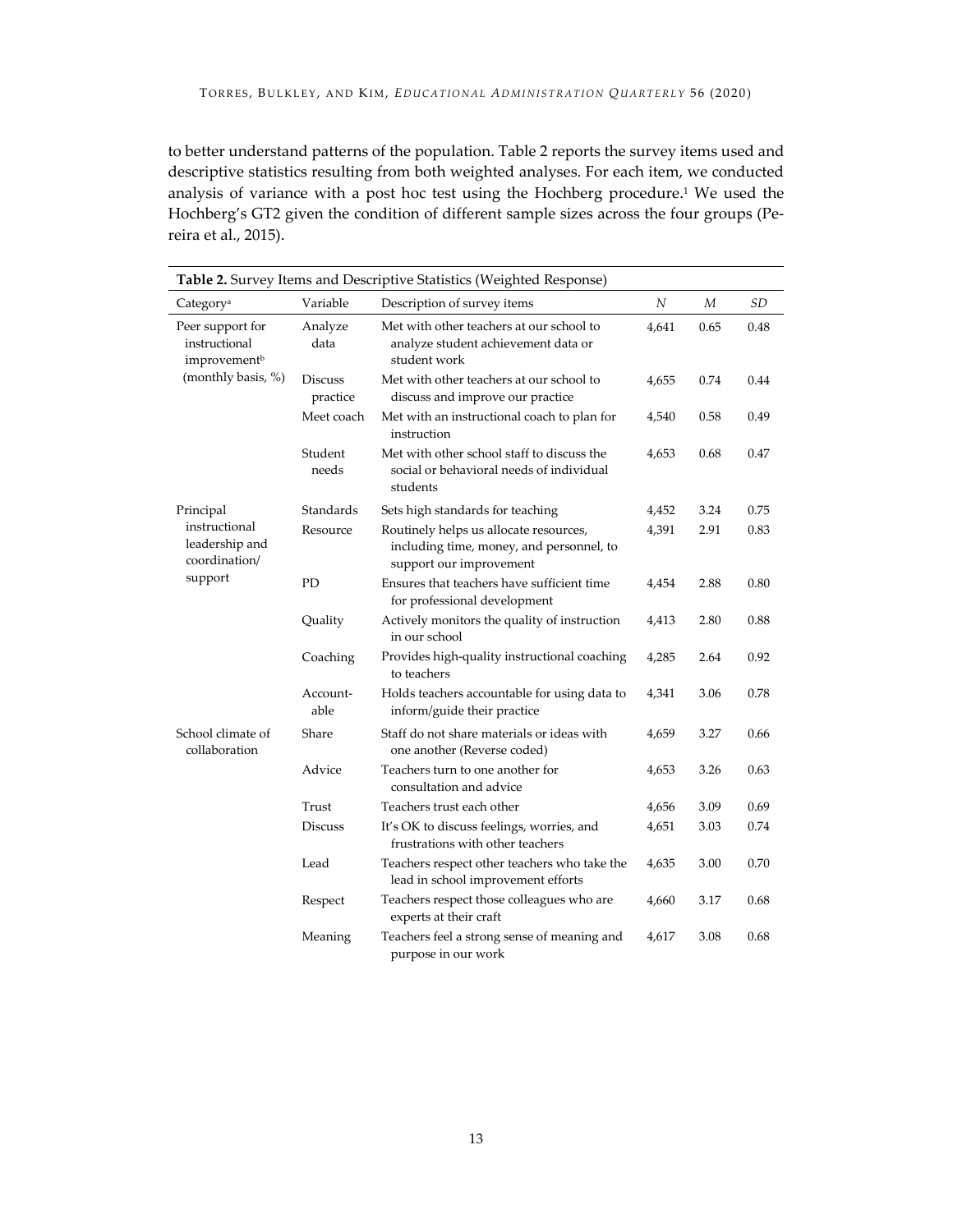to better understand patterns of the population. Table 2 reports the survey items used and descriptive statistics resulting from both weighted analyses. For each item, we conducted analysis of variance with a post hoc test using the Hochberg procedure.[1] We used the Hochberg's GT2 given the condition of different sample sizes across the four groups (Pereira et al., 2015).

**Table 2.** Survey Items and Descriptive Statistics (Weighted Response)

| Category[a] | Variable | Description of survey items | *N* | *M* | *SD* |
|---|---|---|---|---|---|
| Peer support for instructional improvement[b] (monthly basis, %) | Analyze data | Met with other teachers at our school to analyze student achievement data or student work | 4,641 | 0.65 | 0.48 |
| | Discuss practice | Met with other teachers at our school to discuss and improve our practice | 4,655 | 0.74 | 0.44 |
| | Meet coach | Met with an instructional coach to plan for instruction | 4,540 | 0.58 | 0.49 |
| | Student needs | Met with other school staff to discuss the social or behavioral needs of individual students | 4,653 | 0.68 | 0.47 |
| Principal instructional leadership and coordination/ support | Standards | Sets high standards for teaching | 4,452 | 3.24 | 0.75 |
| | Resource | Routinely helps us allocate resources, including time, money, and personnel, to support our improvement | 4,391 | 2.91 | 0.83 |
| | PD | Ensures that teachers have sufficient time for professional development | 4,454 | 2.88 | 0.80 |
| | Quality | Actively monitors the quality of instruction in our school | 4,413 | 2.80 | 0.88 |
| | Coaching | Provides high-quality instructional coaching to teachers | 4,285 | 2.64 | 0.92 |
| | Account-able | Holds teachers accountable for using data to inform/guide their practice | 4,341 | 3.06 | 0.78 |
| School climate of collaboration | Share | Staff do not share materials or ideas with one another (Reverse coded) | 4,659 | 3.27 | 0.66 |
| | Advice | Teachers turn to one another for consultation and advice | 4,653 | 3.26 | 0.63 |
| | Trust | Teachers trust each other | 4,656 | 3.09 | 0.69 |
| | Discuss | It's OK to discuss feelings, worries, and frustrations with other teachers | 4,651 | 3.03 | 0.74 |
| | Lead | Teachers respect other teachers who take the lead in school improvement efforts | 4,635 | 3.00 | 0.70 |
| | Respect | Teachers respect those colleagues who are experts at their craft | 4,660 | 3.17 | 0.68 |
| | Meaning | Teachers feel a strong sense of meaning and purpose in our work | 4,617 | 3.08 | 0.68 |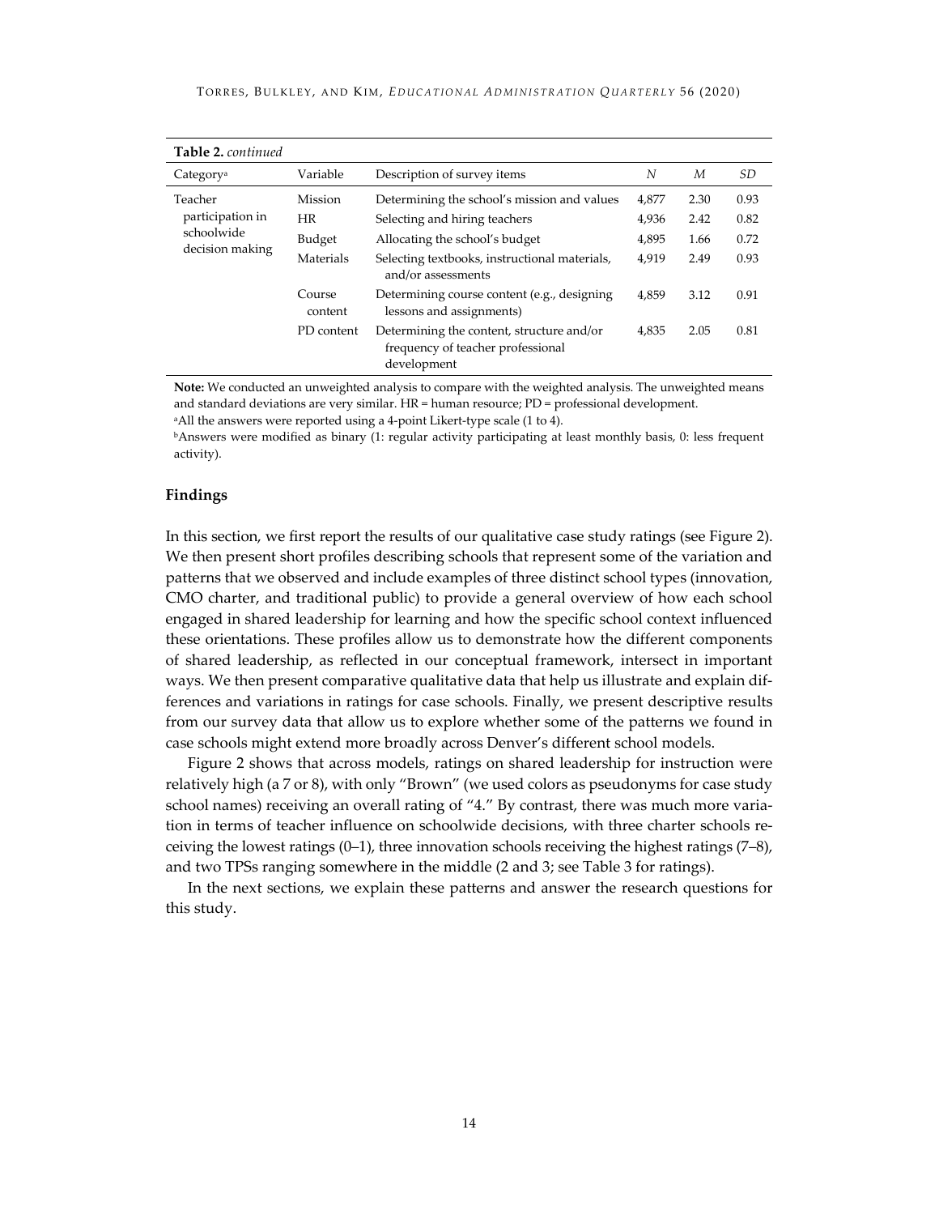**Table 2.** *continued*

| Category[a] | Variable | Description of survey items | *N* | *M* | *SD* |
|---|---|---|---|---|---|
| Teacher participation in schoolwide decision making | Mission | Determining the school's mission and values | 4,877 | 2.30 | 0.93 |
| | HR | Selecting and hiring teachers | 4,936 | 2.42 | 0.82 |
| | Budget | Allocating the school's budget | 4,895 | 1.66 | 0.72 |
| | Materials | Selecting textbooks, instructional materials, and/or assessments | 4,919 | 2.49 | 0.93 |
| | Course content | Determining course content (e.g., designing lessons and assignments) | 4,859 | 3.12 | 0.91 |
| | PD content | Determining the content, structure and/or frequency of teacher professional development | 4,835 | 2.05 | 0.81 |

**Note:** We conducted an unweighted analysis to compare with the weighted analysis. The unweighted means and standard deviations are very similar. HR = human resource; PD = professional development.
[a]All the answers were reported using a 4-point Likert-type scale (1 to 4).
[b]Answers were modified as binary (1: regular activity participating at least monthly basis, 0: less frequent activity).

### Findings

In this section, we first report the results of our qualitative case study ratings (see Figure 2). We then present short profiles describing schools that represent some of the variation and patterns that we observed and include examples of three distinct school types (innovation, CMO charter, and traditional public) to provide a general overview of how each school engaged in shared leadership for learning and how the specific school context influenced these orientations. These profiles allow us to demonstrate how the different components of shared leadership, as reflected in our conceptual framework, intersect in important ways. We then present comparative qualitative data that help us illustrate and explain differences and variations in ratings for case schools. Finally, we present descriptive results from our survey data that allow us to explore whether some of the patterns we found in case schools might extend more broadly across Denver's different school models.

Figure 2 shows that across models, ratings on shared leadership for instruction were relatively high (a 7 or 8), with only "Brown" (we used colors as pseudonyms for case study school names) receiving an overall rating of "4." By contrast, there was much more variation in terms of teacher influence on schoolwide decisions, with three charter schools receiving the lowest ratings (0–1), three innovation schools receiving the highest ratings (7–8), and two TPSs ranging somewhere in the middle (2 and 3; see Table 3 for ratings).

In the next sections, we explain these patterns and answer the research questions for this study.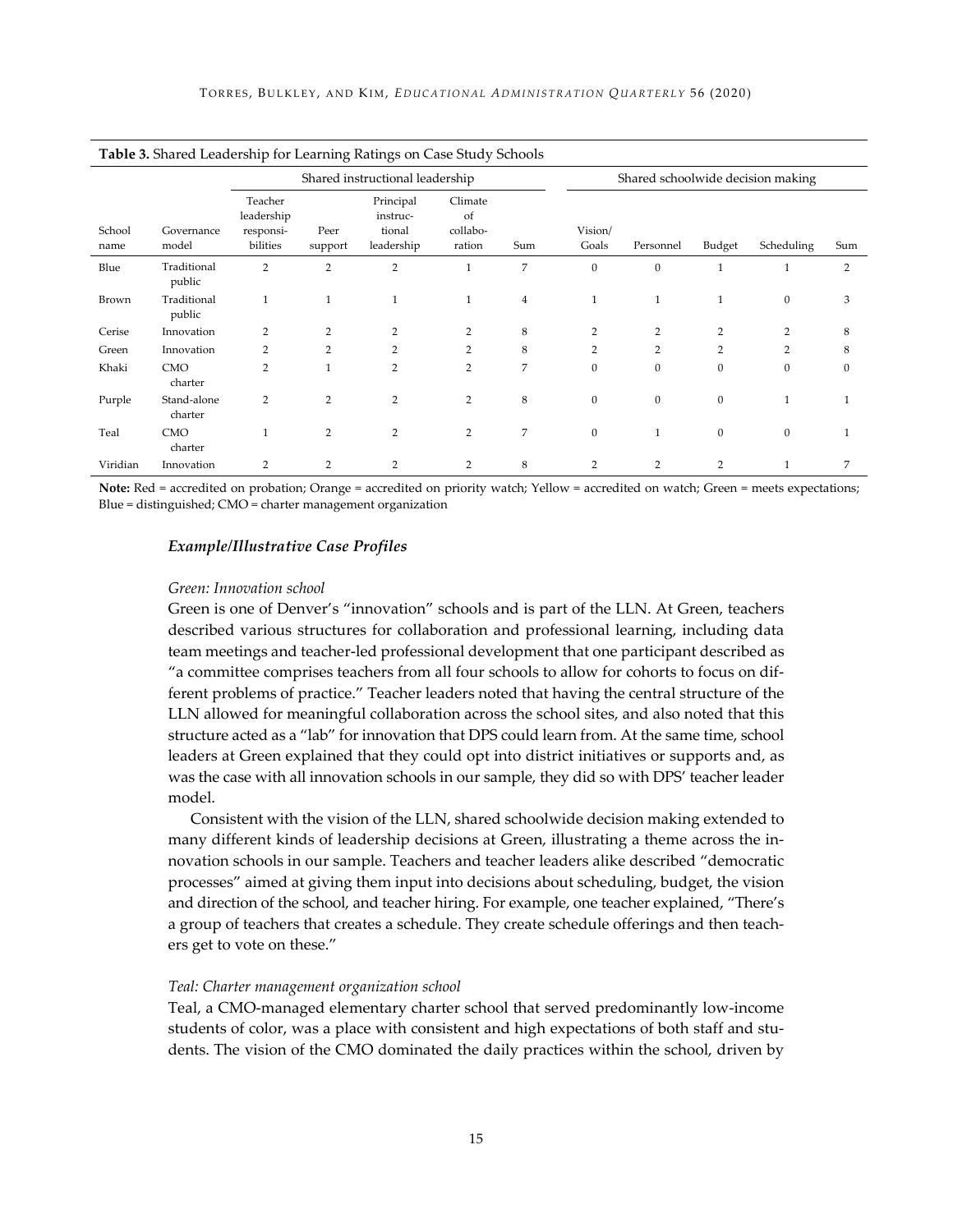**Table 3.** Shared Leadership for Learning Ratings on Case Study Schools

| | | Shared instructional leadership | | | | | Shared schoolwide decision making | | | | |
|---|---|---|---|---|---|---|---|---|---|---|---|
| School name | Governance model | Teacher leadership responsi-bilities | Peer support | Principal instruc-tional leadership | Climate of collabo-ration | Sum | Vision/ Goals | Personnel | Budget | Scheduling | Sum |
| Blue | Traditional public | 2 | 2 | 2 | 1 | 7 | 0 | 0 | 1 | 1 | 2 |
| Brown | Traditional public | 1 | 1 | 1 | 1 | 4 | 1 | 1 | 1 | 0 | 3 |
| Cerise | Innovation | 2 | 2 | 2 | 2 | 8 | 2 | 2 | 2 | 2 | 8 |
| Green | Innovation | 2 | 2 | 2 | 2 | 8 | 2 | 2 | 2 | 2 | 8 |
| Khaki | CMO charter | 2 | 1 | 2 | 2 | 7 | 0 | 0 | 0 | 0 | 0 |
| Purple | Stand-alone charter | 2 | 2 | 2 | 2 | 8 | 0 | 0 | 0 | 1 | 1 |
| Teal | CMO charter | 1 | 2 | 2 | 2 | 7 | 0 | 1 | 0 | 0 | 1 |
| Viridian | Innovation | 2 | 2 | 2 | 2 | 8 | 2 | 2 | 2 | 1 | 7 |

**Note:** Red = accredited on probation; Orange = accredited on priority watch; Yellow = accredited on watch; Green = meets expectations; Blue = distinguished; CMO = charter management organization

### *Example/Illustrative Case Profiles*

#### *Green: Innovation school*

Green is one of Denver's "innovation" schools and is part of the LLN. At Green, teachers described various structures for collaboration and professional learning, including data team meetings and teacher-led professional development that one participant described as "a committee comprises teachers from all four schools to allow for cohorts to focus on different problems of practice." Teacher leaders noted that having the central structure of the LLN allowed for meaningful collaboration across the school sites, and also noted that this structure acted as a "lab" for innovation that DPS could learn from. At the same time, school leaders at Green explained that they could opt into district initiatives or supports and, as was the case with all innovation schools in our sample, they did so with DPS' teacher leader model.

Consistent with the vision of the LLN, shared schoolwide decision making extended to many different kinds of leadership decisions at Green, illustrating a theme across the innovation schools in our sample. Teachers and teacher leaders alike described "democratic processes" aimed at giving them input into decisions about scheduling, budget, the vision and direction of the school, and teacher hiring. For example, one teacher explained, "There's a group of teachers that creates a schedule. They create schedule offerings and then teachers get to vote on these."

#### *Teal: Charter management organization school*

Teal, a CMO-managed elementary charter school that served predominantly low-income students of color, was a place with consistent and high expectations of both staff and students. The vision of the CMO dominated the daily practices within the school, driven by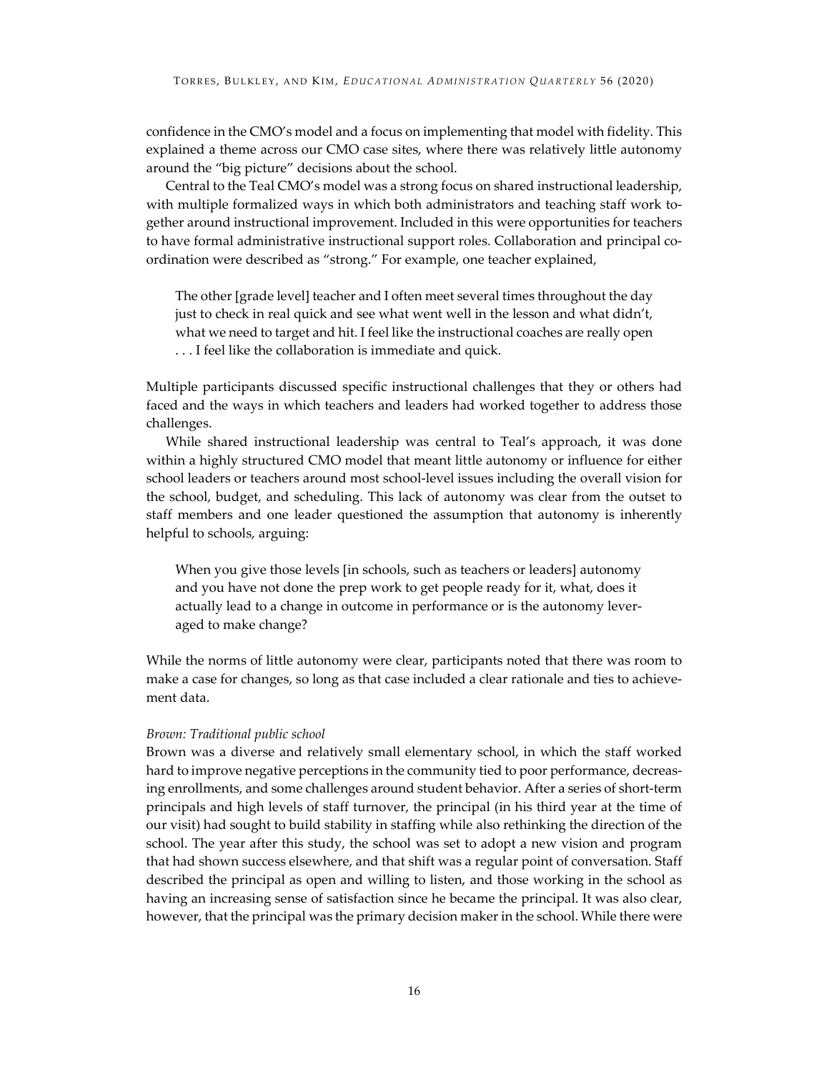confidence in the CMO's model and a focus on implementing that model with fidelity. This explained a theme across our CMO case sites, where there was relatively little autonomy around the "big picture" decisions about the school.

Central to the Teal CMO's model was a strong focus on shared instructional leadership, with multiple formalized ways in which both administrators and teaching staff work together around instructional improvement. Included in this were opportunities for teachers to have formal administrative instructional support roles. Collaboration and principal coordination were described as "strong." For example, one teacher explained,

> The other [grade level] teacher and I often meet several times throughout the day just to check in real quick and see what went well in the lesson and what didn't, what we need to target and hit. I feel like the instructional coaches are really open . . . I feel like the collaboration is immediate and quick.

Multiple participants discussed specific instructional challenges that they or others had faced and the ways in which teachers and leaders had worked together to address those challenges.

While shared instructional leadership was central to Teal's approach, it was done within a highly structured CMO model that meant little autonomy or influence for either school leaders or teachers around most school-level issues including the overall vision for the school, budget, and scheduling. This lack of autonomy was clear from the outset to staff members and one leader questioned the assumption that autonomy is inherently helpful to schools, arguing:

> When you give those levels [in schools, such as teachers or leaders] autonomy and you have not done the prep work to get people ready for it, what, does it actually lead to a change in outcome in performance or is the autonomy leveraged to make change?

While the norms of little autonomy were clear, participants noted that there was room to make a case for changes, so long as that case included a clear rationale and ties to achievement data.

*Brown: Traditional public school*

Brown was a diverse and relatively small elementary school, in which the staff worked hard to improve negative perceptions in the community tied to poor performance, decreasing enrollments, and some challenges around student behavior. After a series of short-term principals and high levels of staff turnover, the principal (in his third year at the time of our visit) had sought to build stability in staffing while also rethinking the direction of the school. The year after this study, the school was set to adopt a new vision and program that had shown success elsewhere, and that shift was a regular point of conversation. Staff described the principal as open and willing to listen, and those working in the school as having an increasing sense of satisfaction since he became the principal. It was also clear, however, that the principal was the primary decision maker in the school. While there were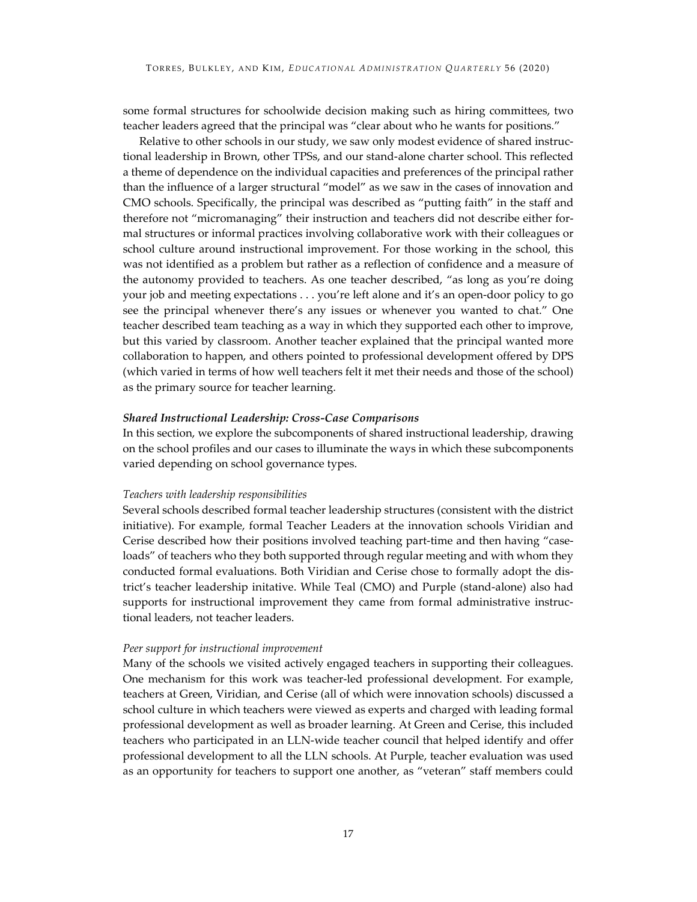some formal structures for schoolwide decision making such as hiring committees, two teacher leaders agreed that the principal was "clear about who he wants for positions."

Relative to other schools in our study, we saw only modest evidence of shared instructional leadership in Brown, other TPSs, and our stand-alone charter school. This reflected a theme of dependence on the individual capacities and preferences of the principal rather than the influence of a larger structural "model" as we saw in the cases of innovation and CMO schools. Specifically, the principal was described as "putting faith" in the staff and therefore not "micromanaging" their instruction and teachers did not describe either formal structures or informal practices involving collaborative work with their colleagues or school culture around instructional improvement. For those working in the school, this was not identified as a problem but rather as a reflection of confidence and a measure of the autonomy provided to teachers. As one teacher described, "as long as you're doing your job and meeting expectations . . . you're left alone and it's an open-door policy to go see the principal whenever there's any issues or whenever you wanted to chat." One teacher described team teaching as a way in which they supported each other to improve, but this varied by classroom. Another teacher explained that the principal wanted more collaboration to happen, and others pointed to professional development offered by DPS (which varied in terms of how well teachers felt it met their needs and those of the school) as the primary source for teacher learning.

### *Shared Instructional Leadership: Cross-Case Comparisons*

In this section, we explore the subcomponents of shared instructional leadership, drawing on the school profiles and our cases to illuminate the ways in which these subcomponents varied depending on school governance types.

#### *Teachers with leadership responsibilities*

Several schools described formal teacher leadership structures (consistent with the district initiative). For example, formal Teacher Leaders at the innovation schools Viridian and Cerise described how their positions involved teaching part-time and then having "caseloads" of teachers who they both supported through regular meeting and with whom they conducted formal evaluations. Both Viridian and Cerise chose to formally adopt the district's teacher leadership initative. While Teal (CMO) and Purple (stand-alone) also had supports for instructional improvement they came from formal administrative instructional leaders, not teacher leaders.

#### *Peer support for instructional improvement*

Many of the schools we visited actively engaged teachers in supporting their colleagues. One mechanism for this work was teacher-led professional development. For example, teachers at Green, Viridian, and Cerise (all of which were innovation schools) discussed a school culture in which teachers were viewed as experts and charged with leading formal professional development as well as broader learning. At Green and Cerise, this included teachers who participated in an LLN-wide teacher council that helped identify and offer professional development to all the LLN schools. At Purple, teacher evaluation was used as an opportunity for teachers to support one another, as "veteran" staff members could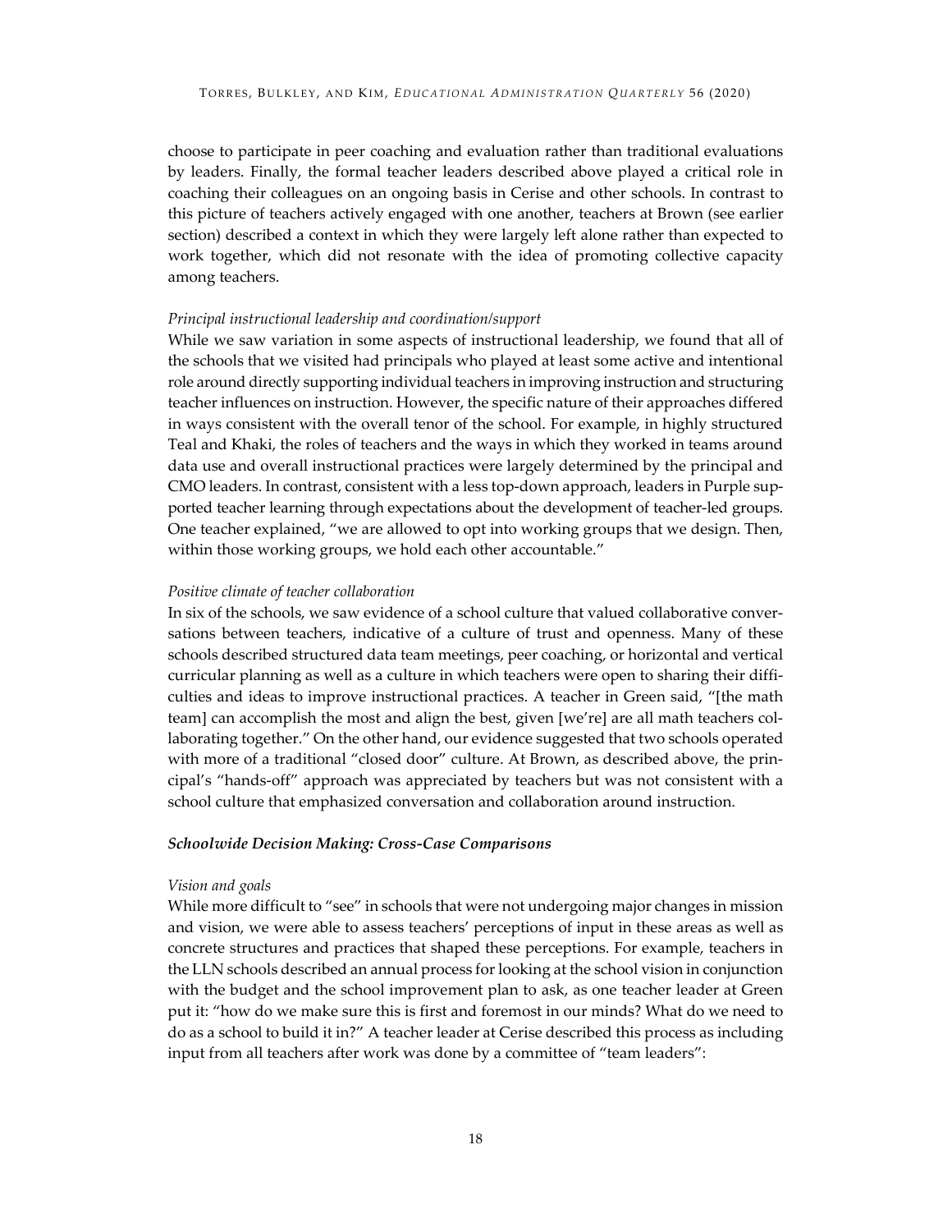choose to participate in peer coaching and evaluation rather than traditional evaluations by leaders. Finally, the formal teacher leaders described above played a critical role in coaching their colleagues on an ongoing basis in Cerise and other schools. In contrast to this picture of teachers actively engaged with one another, teachers at Brown (see earlier section) described a context in which they were largely left alone rather than expected to work together, which did not resonate with the idea of promoting collective capacity among teachers.

*Principal instructional leadership and coordination/support*

While we saw variation in some aspects of instructional leadership, we found that all of the schools that we visited had principals who played at least some active and intentional role around directly supporting individual teachers in improving instruction and structuring teacher influences on instruction. However, the specific nature of their approaches differed in ways consistent with the overall tenor of the school. For example, in highly structured Teal and Khaki, the roles of teachers and the ways in which they worked in teams around data use and overall instructional practices were largely determined by the principal and CMO leaders. In contrast, consistent with a less top-down approach, leaders in Purple supported teacher learning through expectations about the development of teacher-led groups. One teacher explained, "we are allowed to opt into working groups that we design. Then, within those working groups, we hold each other accountable."

*Positive climate of teacher collaboration*

In six of the schools, we saw evidence of a school culture that valued collaborative conversations between teachers, indicative of a culture of trust and openness. Many of these schools described structured data team meetings, peer coaching, or horizontal and vertical curricular planning as well as a culture in which teachers were open to sharing their difficulties and ideas to improve instructional practices. A teacher in Green said, "[the math team] can accomplish the most and align the best, given [we're] are all math teachers collaborating together." On the other hand, our evidence suggested that two schools operated with more of a traditional "closed door" culture. At Brown, as described above, the principal's "hands-off" approach was appreciated by teachers but was not consistent with a school culture that emphasized conversation and collaboration around instruction.

***Schoolwide Decision Making: Cross-Case Comparisons***

*Vision and goals*

While more difficult to "see" in schools that were not undergoing major changes in mission and vision, we were able to assess teachers' perceptions of input in these areas as well as concrete structures and practices that shaped these perceptions. For example, teachers in the LLN schools described an annual process for looking at the school vision in conjunction with the budget and the school improvement plan to ask, as one teacher leader at Green put it: "how do we make sure this is first and foremost in our minds? What do we need to do as a school to build it in?" A teacher leader at Cerise described this process as including input from all teachers after work was done by a committee of "team leaders":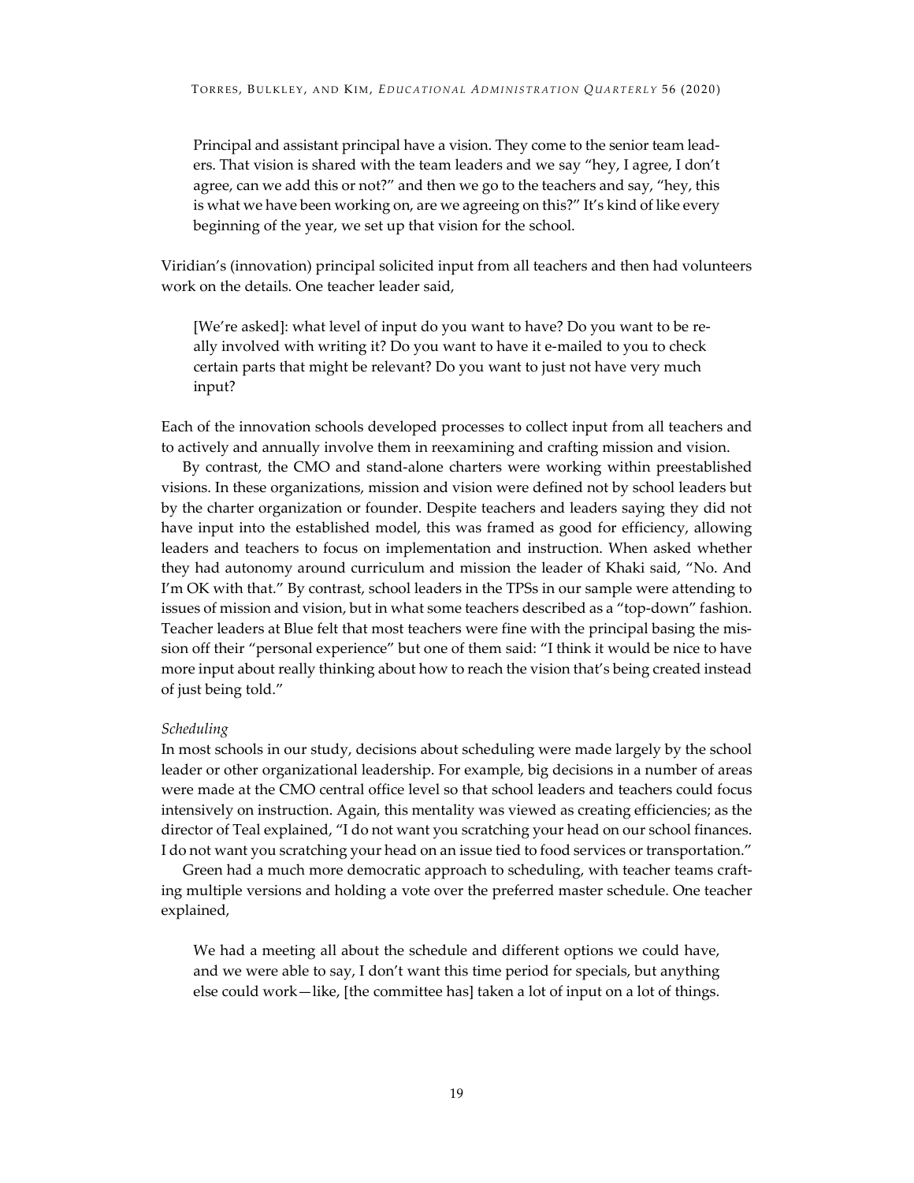> Principal and assistant principal have a vision. They come to the senior team leaders. That vision is shared with the team leaders and we say "hey, I agree, I don't agree, can we add this or not?" and then we go to the teachers and say, "hey, this is what we have been working on, are we agreeing on this?" It's kind of like every beginning of the year, we set up that vision for the school.

Viridian's (innovation) principal solicited input from all teachers and then had volunteers work on the details. One teacher leader said,

> [We're asked]: what level of input do you want to have? Do you want to be really involved with writing it? Do you want to have it e-mailed to you to check certain parts that might be relevant? Do you want to just not have very much input?

Each of the innovation schools developed processes to collect input from all teachers and to actively and annually involve them in reexamining and crafting mission and vision.

By contrast, the CMO and stand-alone charters were working within preestablished visions. In these organizations, mission and vision were defined not by school leaders but by the charter organization or founder. Despite teachers and leaders saying they did not have input into the established model, this was framed as good for efficiency, allowing leaders and teachers to focus on implementation and instruction. When asked whether they had autonomy around curriculum and mission the leader of Khaki said, "No. And I'm OK with that." By contrast, school leaders in the TPSs in our sample were attending to issues of mission and vision, but in what some teachers described as a "top-down" fashion. Teacher leaders at Blue felt that most teachers were fine with the principal basing the mission off their "personal experience" but one of them said: "I think it would be nice to have more input about really thinking about how to reach the vision that's being created instead of just being told."

*Scheduling*

In most schools in our study, decisions about scheduling were made largely by the school leader or other organizational leadership. For example, big decisions in a number of areas were made at the CMO central office level so that school leaders and teachers could focus intensively on instruction. Again, this mentality was viewed as creating efficiencies; as the director of Teal explained, "I do not want you scratching your head on our school finances. I do not want you scratching your head on an issue tied to food services or transportation."

Green had a much more democratic approach to scheduling, with teacher teams crafting multiple versions and holding a vote over the preferred master schedule. One teacher explained,

> We had a meeting all about the schedule and different options we could have, and we were able to say, I don't want this time period for specials, but anything else could work—like, [the committee has] taken a lot of input on a lot of things.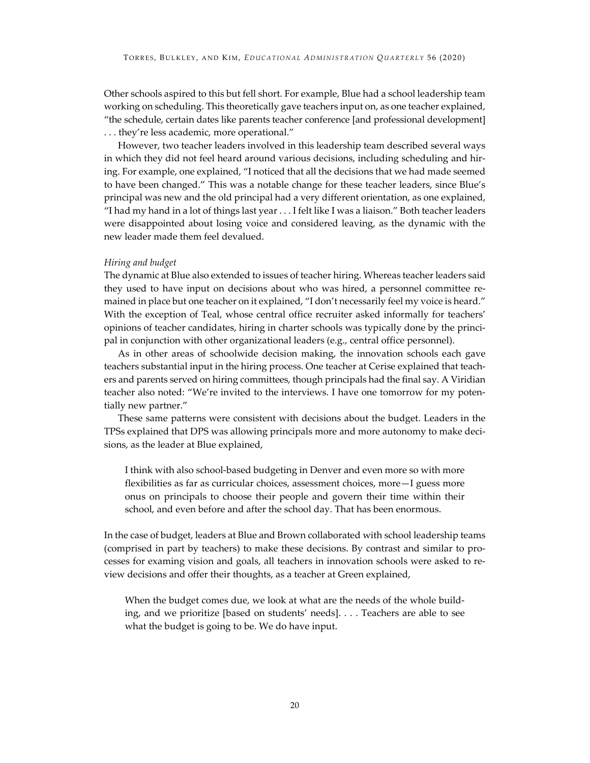Other schools aspired to this but fell short. For example, Blue had a school leadership team working on scheduling. This theoretically gave teachers input on, as one teacher explained, "the schedule, certain dates like parents teacher conference [and professional development] . . . they're less academic, more operational."

However, two teacher leaders involved in this leadership team described several ways in which they did not feel heard around various decisions, including scheduling and hiring. For example, one explained, "I noticed that all the decisions that we had made seemed to have been changed." This was a notable change for these teacher leaders, since Blue's principal was new and the old principal had a very different orientation, as one explained, "I had my hand in a lot of things last year . . . I felt like I was a liaison." Both teacher leaders were disappointed about losing voice and considered leaving, as the dynamic with the new leader made them feel devalued.

*Hiring and budget*

The dynamic at Blue also extended to issues of teacher hiring. Whereas teacher leaders said they used to have input on decisions about who was hired, a personnel committee remained in place but one teacher on it explained, "I don't necessarily feel my voice is heard." With the exception of Teal, whose central office recruiter asked informally for teachers' opinions of teacher candidates, hiring in charter schools was typically done by the principal in conjunction with other organizational leaders (e.g., central office personnel).

As in other areas of schoolwide decision making, the innovation schools each gave teachers substantial input in the hiring process. One teacher at Cerise explained that teachers and parents served on hiring committees, though principals had the final say. A Viridian teacher also noted: "We're invited to the interviews. I have one tomorrow for my potentially new partner."

These same patterns were consistent with decisions about the budget. Leaders in the TPSs explained that DPS was allowing principals more and more autonomy to make decisions, as the leader at Blue explained,

> I think with also school-based budgeting in Denver and even more so with more flexibilities as far as curricular choices, assessment choices, more—I guess more onus on principals to choose their people and govern their time within their school, and even before and after the school day. That has been enormous.

In the case of budget, leaders at Blue and Brown collaborated with school leadership teams (comprised in part by teachers) to make these decisions. By contrast and similar to processes for examing vision and goals, all teachers in innovation schools were asked to review decisions and offer their thoughts, as a teacher at Green explained,

> When the budget comes due, we look at what are the needs of the whole building, and we prioritize [based on students' needs]. . . . Teachers are able to see what the budget is going to be. We do have input.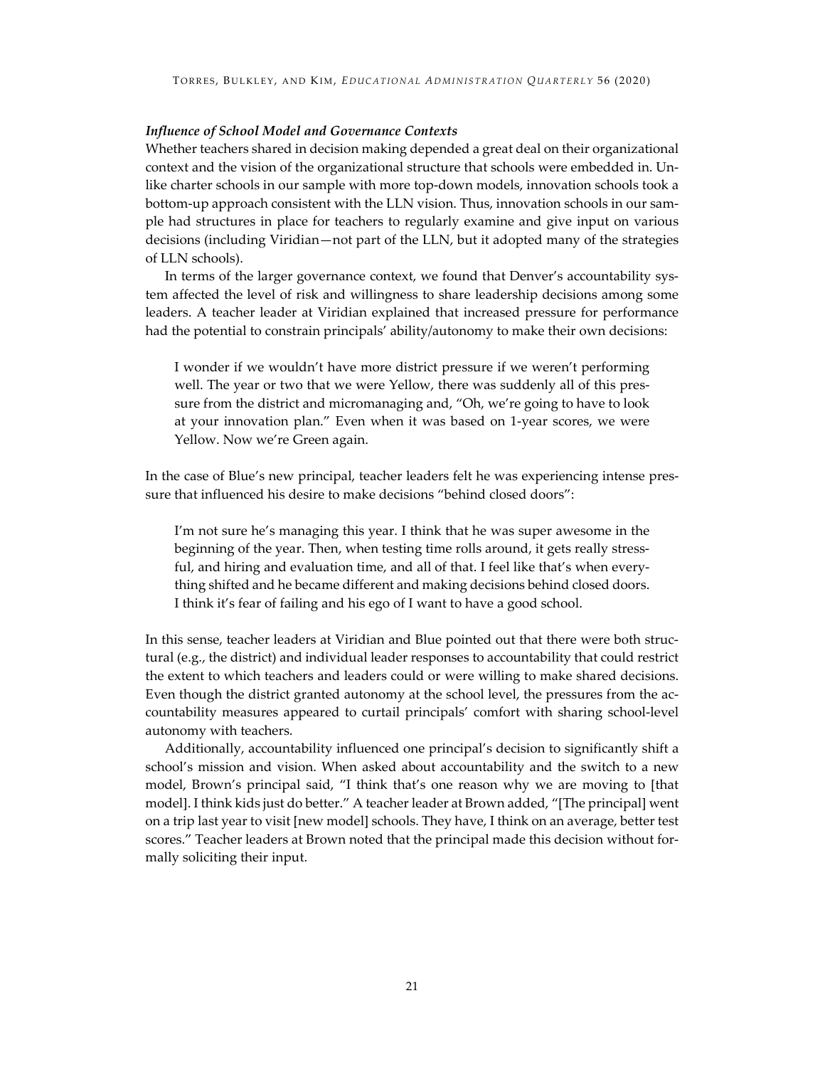### *Influence of School Model and Governance Contexts*

Whether teachers shared in decision making depended a great deal on their organizational context and the vision of the organizational structure that schools were embedded in. Unlike charter schools in our sample with more top-down models, innovation schools took a bottom-up approach consistent with the LLN vision. Thus, innovation schools in our sample had structures in place for teachers to regularly examine and give input on various decisions (including Viridian—not part of the LLN, but it adopted many of the strategies of LLN schools).

In terms of the larger governance context, we found that Denver's accountability system affected the level of risk and willingness to share leadership decisions among some leaders. A teacher leader at Viridian explained that increased pressure for performance had the potential to constrain principals' ability/autonomy to make their own decisions:

> I wonder if we wouldn't have more district pressure if we weren't performing well. The year or two that we were Yellow, there was suddenly all of this pressure from the district and micromanaging and, "Oh, we're going to have to look at your innovation plan." Even when it was based on 1-year scores, we were Yellow. Now we're Green again.

In the case of Blue's new principal, teacher leaders felt he was experiencing intense pressure that influenced his desire to make decisions "behind closed doors":

> I'm not sure he's managing this year. I think that he was super awesome in the beginning of the year. Then, when testing time rolls around, it gets really stressful, and hiring and evaluation time, and all of that. I feel like that's when everything shifted and he became different and making decisions behind closed doors. I think it's fear of failing and his ego of I want to have a good school.

In this sense, teacher leaders at Viridian and Blue pointed out that there were both structural (e.g., the district) and individual leader responses to accountability that could restrict the extent to which teachers and leaders could or were willing to make shared decisions. Even though the district granted autonomy at the school level, the pressures from the accountability measures appeared to curtail principals' comfort with sharing school-level autonomy with teachers.

Additionally, accountability influenced one principal's decision to significantly shift a school's mission and vision. When asked about accountability and the switch to a new model, Brown's principal said, "I think that's one reason why we are moving to [that model]. I think kids just do better." A teacher leader at Brown added, "[The principal] went on a trip last year to visit [new model] schools. They have, I think on an average, better test scores." Teacher leaders at Brown noted that the principal made this decision without formally soliciting their input.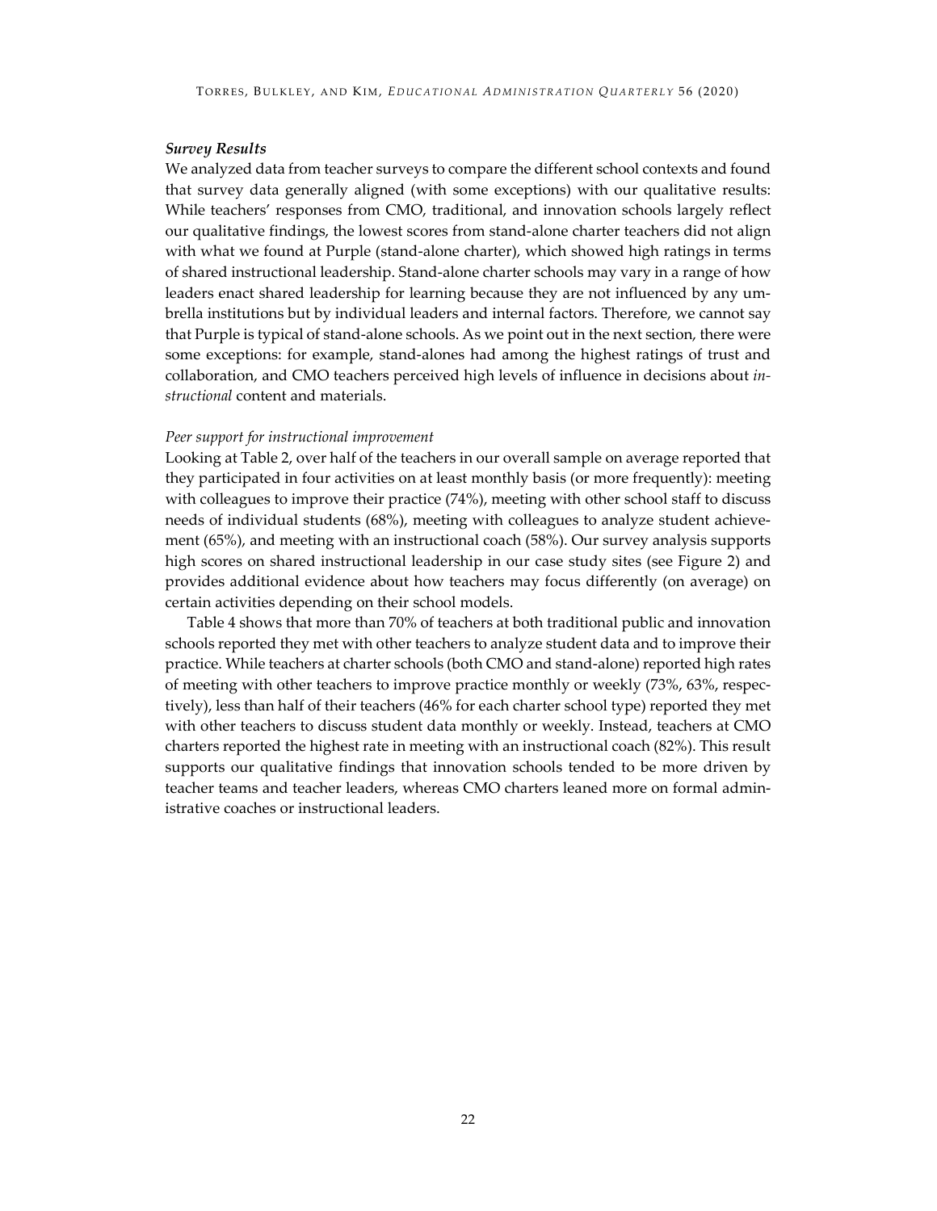### *Survey Results*

We analyzed data from teacher surveys to compare the different school contexts and found that survey data generally aligned (with some exceptions) with our qualitative results: While teachers' responses from CMO, traditional, and innovation schools largely reflect our qualitative findings, the lowest scores from stand-alone charter teachers did not align with what we found at Purple (stand-alone charter), which showed high ratings in terms of shared instructional leadership. Stand-alone charter schools may vary in a range of how leaders enact shared leadership for learning because they are not influenced by any umbrella institutions but by individual leaders and internal factors. Therefore, we cannot say that Purple is typical of stand-alone schools. As we point out in the next section, there were some exceptions: for example, stand-alones had among the highest ratings of trust and collaboration, and CMO teachers perceived high levels of influence in decisions about *instructional* content and materials.

#### *Peer support for instructional improvement*

Looking at Table 2, over half of the teachers in our overall sample on average reported that they participated in four activities on at least monthly basis (or more frequently): meeting with colleagues to improve their practice (74%), meeting with other school staff to discuss needs of individual students (68%), meeting with colleagues to analyze student achievement (65%), and meeting with an instructional coach (58%). Our survey analysis supports high scores on shared instructional leadership in our case study sites (see Figure 2) and provides additional evidence about how teachers may focus differently (on average) on certain activities depending on their school models.

Table 4 shows that more than 70% of teachers at both traditional public and innovation schools reported they met with other teachers to analyze student data and to improve their practice. While teachers at charter schools (both CMO and stand-alone) reported high rates of meeting with other teachers to improve practice monthly or weekly (73%, 63%, respectively), less than half of their teachers (46% for each charter school type) reported they met with other teachers to discuss student data monthly or weekly. Instead, teachers at CMO charters reported the highest rate in meeting with an instructional coach (82%). This result supports our qualitative findings that innovation schools tended to be more driven by teacher teams and teacher leaders, whereas CMO charters leaned more on formal administrative coaches or instructional leaders.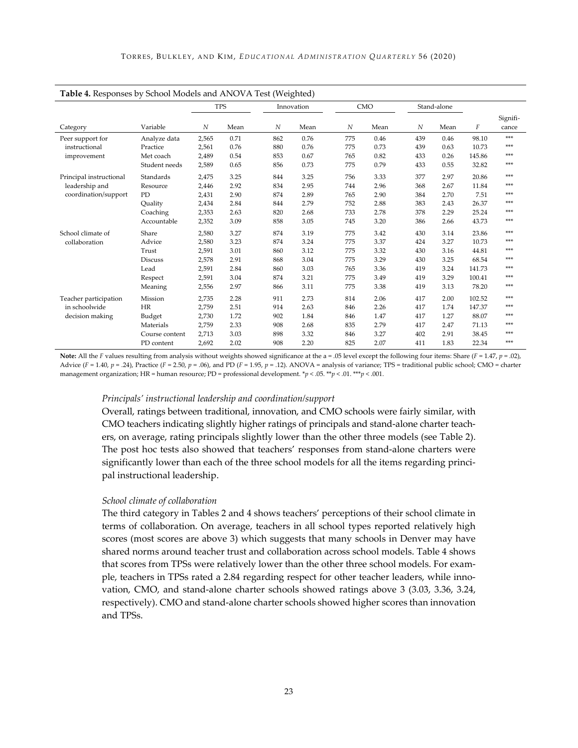**Table 4.** Responses by School Models and ANOVA Test (Weighted)

| | | TPS | | Innovation | | CMO | | Stand-alone | | | |
|---|---|---|---|---|---|---|---|---|---|---|---|
| Category | Variable | *N* | Mean | *N* | Mean | *N* | Mean | *N* | Mean | *F* | Significance |
| Peer support for instructional improvement | Analyze data | 2,565 | 0.71 | 862 | 0.76 | 775 | 0.46 | 439 | 0.46 | 98.10 | *** |
| | Practice | 2,561 | 0.76 | 880 | 0.76 | 775 | 0.73 | 439 | 0.63 | 10.73 | *** |
| | Met coach | 2,489 | 0.54 | 853 | 0.67 | 765 | 0.82 | 433 | 0.26 | 145.86 | *** |
| | Student needs | 2,589 | 0.65 | 856 | 0.73 | 775 | 0.79 | 433 | 0.55 | 32.82 | *** |
| Principal instructional leadership and coordination/support | Standards | 2,475 | 3.25 | 844 | 3.25 | 756 | 3.33 | 377 | 2.97 | 20.86 | *** |
| | Resource | 2,446 | 2.92 | 834 | 2.95 | 744 | 2.96 | 368 | 2.67 | 11.84 | *** |
| | PD | 2,431 | 2.90 | 874 | 2.89 | 765 | 2.90 | 384 | 2.70 | 7.51 | *** |
| | Quality | 2,434 | 2.84 | 844 | 2.79 | 752 | 2.88 | 383 | 2.43 | 26.37 | *** |
| | Coaching | 2,353 | 2.63 | 820 | 2.68 | 733 | 2.78 | 378 | 2.29 | 25.24 | *** |
| | Accountable | 2,352 | 3.09 | 858 | 3.05 | 745 | 3.20 | 386 | 2.66 | 43.73 | *** |
| School climate of collaboration | Share | 2,580 | 3.27 | 874 | 3.19 | 775 | 3.42 | 430 | 3.14 | 23.86 | *** |
| | Advice | 2,580 | 3.23 | 874 | 3.24 | 775 | 3.37 | 424 | 3.27 | 10.73 | *** |
| | Trust | 2,591 | 3.01 | 860 | 3.12 | 775 | 3.32 | 430 | 3.16 | 44.81 | *** |
| | Discuss | 2,578 | 2.91 | 868 | 3.04 | 775 | 3.29 | 430 | 3.25 | 68.54 | *** |
| | Lead | 2,591 | 2.84 | 860 | 3.03 | 765 | 3.36 | 419 | 3.24 | 141.73 | *** |
| | Respect | 2,591 | 3.04 | 874 | 3.21 | 775 | 3.49 | 419 | 3.29 | 100.41 | *** |
| | Meaning | 2,556 | 2.97 | 866 | 3.11 | 775 | 3.38 | 419 | 3.13 | 78.20 | *** |
| Teacher participation in schoolwide decision making | Mission | 2,735 | 2.28 | 911 | 2.73 | 814 | 2.06 | 417 | 2.00 | 102.52 | *** |
| | HR | 2,759 | 2.51 | 914 | 2.63 | 846 | 2.26 | 417 | 1.74 | 147.37 | *** |
| | Budget | 2,730 | 1.72 | 902 | 1.84 | 846 | 1.47 | 417 | 1.27 | 88.07 | *** |
| | Materials | 2,759 | 2.33 | 908 | 2.68 | 835 | 2.79 | 417 | 2.47 | 71.13 | *** |
| | Course content | 2,713 | 3.03 | 898 | 3.32 | 846 | 3.27 | 402 | 2.91 | 38.45 | *** |
| | PD content | 2,692 | 2.02 | 908 | 2.20 | 825 | 2.07 | 411 | 1.83 | 22.34 | *** |

**Note:** All the *F* values resulting from analysis without weights showed significance at the a = .05 level except the following four items: Share ($F = 1.47$, $p = .02$), Advice ($F = 1.40$, $p = .24$), Practice ($F = 2.50$, $p = .06$), and PD ($F = 1.95$, $p = .12$). ANOVA = analysis of variance; TPS = traditional public school; CMO = charter management organization; HR = human resource; PD = professional development. \*$p < .05$. \*\*$p < .01$. \*\*\*$p < .001$.

*Principals' instructional leadership and coordination/support*

Overall, ratings between traditional, innovation, and CMO schools were fairly similar, with CMO teachers indicating slightly higher ratings of principals and stand-alone charter teachers, on average, rating principals slightly lower than the other three models (see Table 2). The post hoc tests also showed that teachers' responses from stand-alone charters were significantly lower than each of the three school models for all the items regarding principal instructional leadership.

*School climate of collaboration*

The third category in Tables 2 and 4 shows teachers' perceptions of their school climate in terms of collaboration. On average, teachers in all school types reported relatively high scores (most scores are above 3) which suggests that many schools in Denver may have shared norms around teacher trust and collaboration across school models. Table 4 shows that scores from TPSs were relatively lower than the other three school models. For example, teachers in TPSs rated a 2.84 regarding respect for other teacher leaders, while innovation, CMO, and stand-alone charter schools showed ratings above 3 (3.03, 3.36, 3.24, respectively). CMO and stand-alone charter schools showed higher scores than innovation and TPSs.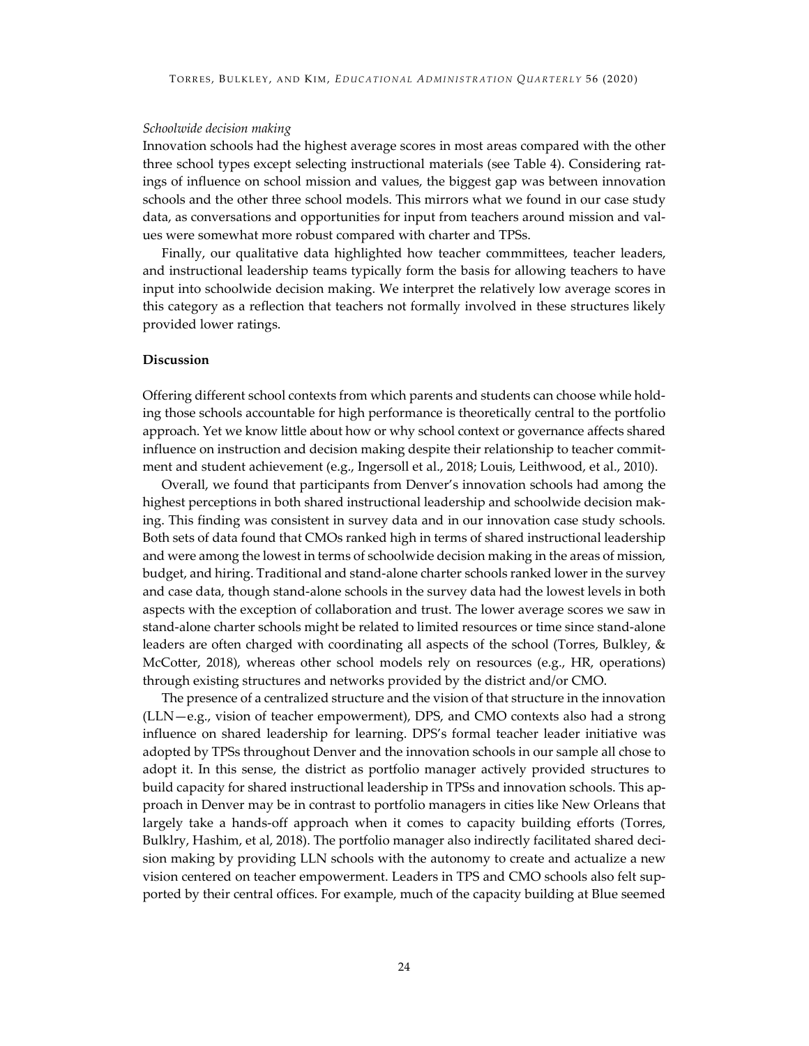*Schoolwide decision making*

Innovation schools had the highest average scores in most areas compared with the other three school types except selecting instructional materials (see Table 4). Considering ratings of influence on school mission and values, the biggest gap was between innovation schools and the other three school models. This mirrors what we found in our case study data, as conversations and opportunities for input from teachers around mission and values were somewhat more robust compared with charter and TPSs.

Finally, our qualitative data highlighted how teacher commmittees, teacher leaders, and instructional leadership teams typically form the basis for allowing teachers to have input into schoolwide decision making. We interpret the relatively low average scores in this category as a reflection that teachers not formally involved in these structures likely provided lower ratings.

### Discussion

Offering different school contexts from which parents and students can choose while holding those schools accountable for high performance is theoretically central to the portfolio approach. Yet we know little about how or why school context or governance affects shared influence on instruction and decision making despite their relationship to teacher commitment and student achievement (e.g., Ingersoll et al., 2018; Louis, Leithwood, et al., 2010).

Overall, we found that participants from Denver's innovation schools had among the highest perceptions in both shared instructional leadership and schoolwide decision making. This finding was consistent in survey data and in our innovation case study schools. Both sets of data found that CMOs ranked high in terms of shared instructional leadership and were among the lowest in terms of schoolwide decision making in the areas of mission, budget, and hiring. Traditional and stand-alone charter schools ranked lower in the survey and case data, though stand-alone schools in the survey data had the lowest levels in both aspects with the exception of collaboration and trust. The lower average scores we saw in stand-alone charter schools might be related to limited resources or time since stand-alone leaders are often charged with coordinating all aspects of the school (Torres, Bulkley, & McCotter, 2018), whereas other school models rely on resources (e.g., HR, operations) through existing structures and networks provided by the district and/or CMO.

The presence of a centralized structure and the vision of that structure in the innovation (LLN—e.g., vision of teacher empowerment), DPS, and CMO contexts also had a strong influence on shared leadership for learning. DPS's formal teacher leader initiative was adopted by TPSs throughout Denver and the innovation schools in our sample all chose to adopt it. In this sense, the district as portfolio manager actively provided structures to build capacity for shared instructional leadership in TPSs and innovation schools. This approach in Denver may be in contrast to portfolio managers in cities like New Orleans that largely take a hands-off approach when it comes to capacity building efforts (Torres, Bulklry, Hashim, et al, 2018). The portfolio manager also indirectly facilitated shared decision making by providing LLN schools with the autonomy to create and actualize a new vision centered on teacher empowerment. Leaders in TPS and CMO schools also felt supported by their central offices. For example, much of the capacity building at Blue seemed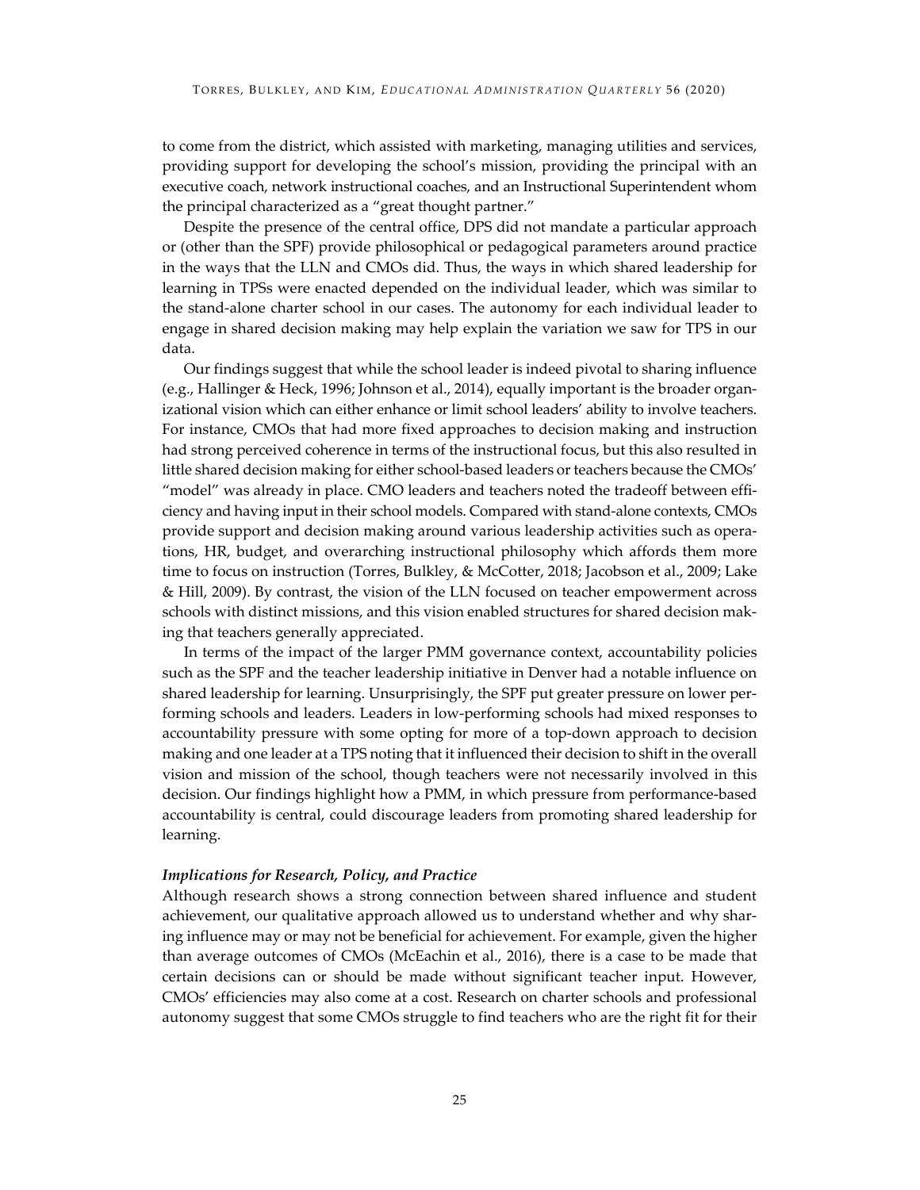to come from the district, which assisted with marketing, managing utilities and services, providing support for developing the school's mission, providing the principal with an executive coach, network instructional coaches, and an Instructional Superintendent whom the principal characterized as a "great thought partner."

Despite the presence of the central office, DPS did not mandate a particular approach or (other than the SPF) provide philosophical or pedagogical parameters around practice in the ways that the LLN and CMOs did. Thus, the ways in which shared leadership for learning in TPSs were enacted depended on the individual leader, which was similar to the stand-alone charter school in our cases. The autonomy for each individual leader to engage in shared decision making may help explain the variation we saw for TPS in our data.

Our findings suggest that while the school leader is indeed pivotal to sharing influence (e.g., Hallinger & Heck, 1996; Johnson et al., 2014), equally important is the broader organizational vision which can either enhance or limit school leaders' ability to involve teachers. For instance, CMOs that had more fixed approaches to decision making and instruction had strong perceived coherence in terms of the instructional focus, but this also resulted in little shared decision making for either school-based leaders or teachers because the CMOs' "model" was already in place. CMO leaders and teachers noted the tradeoff between efficiency and having input in their school models. Compared with stand-alone contexts, CMOs provide support and decision making around various leadership activities such as operations, HR, budget, and overarching instructional philosophy which affords them more time to focus on instruction (Torres, Bulkley, & McCotter, 2018; Jacobson et al., 2009; Lake & Hill, 2009). By contrast, the vision of the LLN focused on teacher empowerment across schools with distinct missions, and this vision enabled structures for shared decision making that teachers generally appreciated.

In terms of the impact of the larger PMM governance context, accountability policies such as the SPF and the teacher leadership initiative in Denver had a notable influence on shared leadership for learning. Unsurprisingly, the SPF put greater pressure on lower performing schools and leaders. Leaders in low-performing schools had mixed responses to accountability pressure with some opting for more of a top-down approach to decision making and one leader at a TPS noting that it influenced their decision to shift in the overall vision and mission of the school, though teachers were not necessarily involved in this decision. Our findings highlight how a PMM, in which pressure from performance-based accountability is central, could discourage leaders from promoting shared leadership for learning.

### *Implications for Research, Policy, and Practice*

Although research shows a strong connection between shared influence and student achievement, our qualitative approach allowed us to understand whether and why sharing influence may or may not be beneficial for achievement. For example, given the higher than average outcomes of CMOs (McEachin et al., 2016), there is a case to be made that certain decisions can or should be made without significant teacher input. However, CMOs' efficiencies may also come at a cost. Research on charter schools and professional autonomy suggest that some CMOs struggle to find teachers who are the right fit for their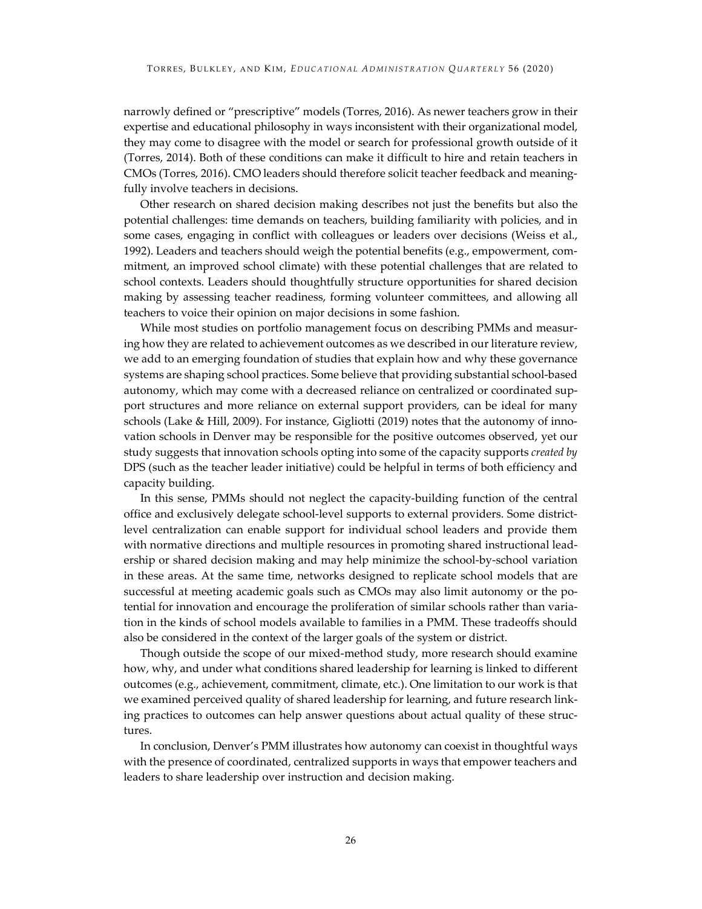narrowly defined or "prescriptive" models (Torres, 2016). As newer teachers grow in their expertise and educational philosophy in ways inconsistent with their organizational model, they may come to disagree with the model or search for professional growth outside of it (Torres, 2014). Both of these conditions can make it difficult to hire and retain teachers in CMOs (Torres, 2016). CMO leaders should therefore solicit teacher feedback and meaningfully involve teachers in decisions.

Other research on shared decision making describes not just the benefits but also the potential challenges: time demands on teachers, building familiarity with policies, and in some cases, engaging in conflict with colleagues or leaders over decisions (Weiss et al., 1992). Leaders and teachers should weigh the potential benefits (e.g., empowerment, commitment, an improved school climate) with these potential challenges that are related to school contexts. Leaders should thoughtfully structure opportunities for shared decision making by assessing teacher readiness, forming volunteer committees, and allowing all teachers to voice their opinion on major decisions in some fashion.

While most studies on portfolio management focus on describing PMMs and measuring how they are related to achievement outcomes as we described in our literature review, we add to an emerging foundation of studies that explain how and why these governance systems are shaping school practices. Some believe that providing substantial school-based autonomy, which may come with a decreased reliance on centralized or coordinated support structures and more reliance on external support providers, can be ideal for many schools (Lake & Hill, 2009). For instance, Gigliotti (2019) notes that the autonomy of innovation schools in Denver may be responsible for the positive outcomes observed, yet our study suggests that innovation schools opting into some of the capacity supports *created by* DPS (such as the teacher leader initiative) could be helpful in terms of both efficiency and capacity building.

In this sense, PMMs should not neglect the capacity-building function of the central office and exclusively delegate school-level supports to external providers. Some district-level centralization can enable support for individual school leaders and provide them with normative directions and multiple resources in promoting shared instructional leadership or shared decision making and may help minimize the school-by-school variation in these areas. At the same time, networks designed to replicate school models that are successful at meeting academic goals such as CMOs may also limit autonomy or the potential for innovation and encourage the proliferation of similar schools rather than variation in the kinds of school models available to families in a PMM. These tradeoffs should also be considered in the context of the larger goals of the system or district.

Though outside the scope of our mixed-method study, more research should examine how, why, and under what conditions shared leadership for learning is linked to different outcomes (e.g., achievement, commitment, climate, etc.). One limitation to our work is that we examined perceived quality of shared leadership for learning, and future research linking practices to outcomes can help answer questions about actual quality of these structures.

In conclusion, Denver's PMM illustrates how autonomy can coexist in thoughtful ways with the presence of coordinated, centralized supports in ways that empower teachers and leaders to share leadership over instruction and decision making.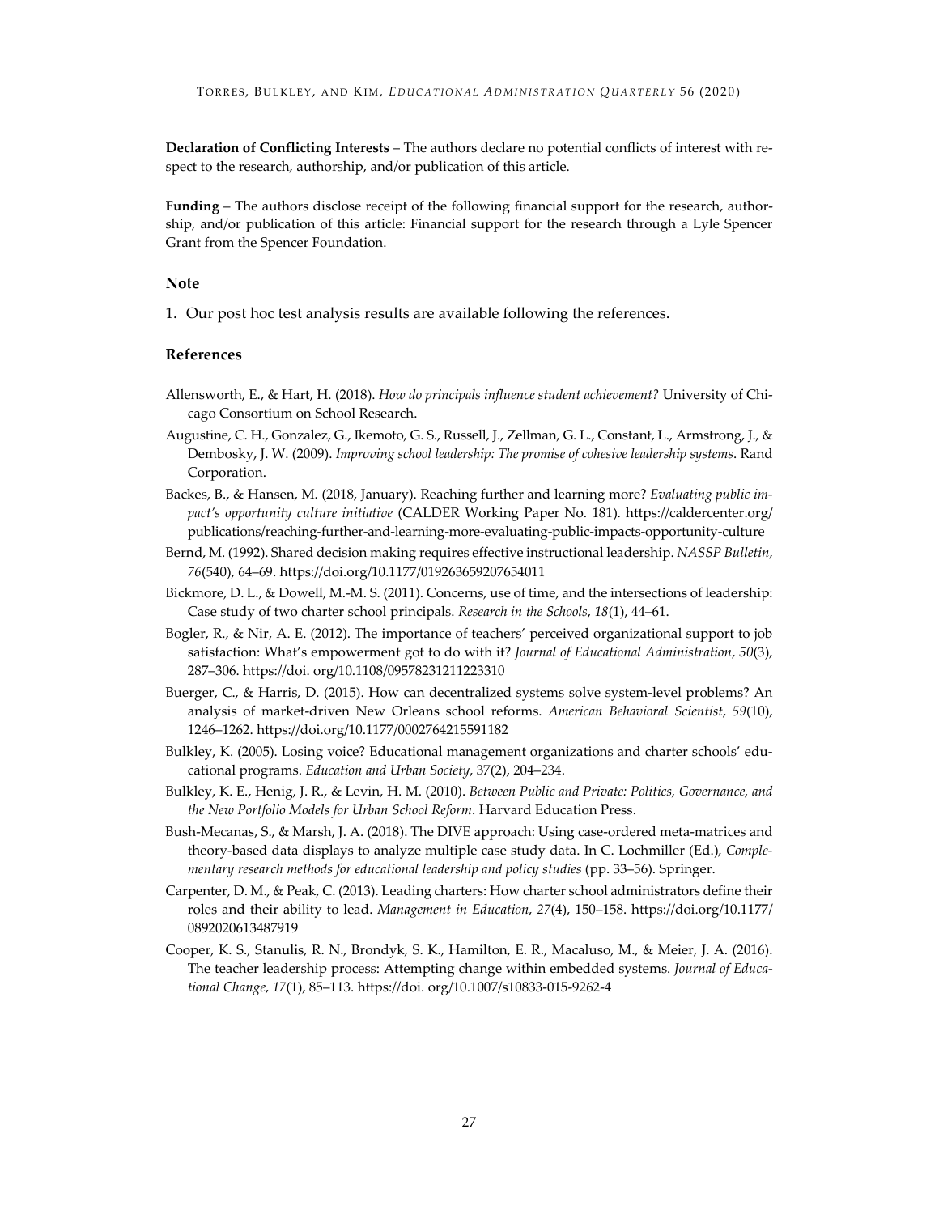**Declaration of Conflicting Interests** – The authors declare no potential conflicts of interest with respect to the research, authorship, and/or publication of this article.

**Funding** – The authors disclose receipt of the following financial support for the research, authorship, and/or publication of this article: Financial support for the research through a Lyle Spencer Grant from the Spencer Foundation.

### Note

1. Our post hoc test analysis results are available following the references.

### References

Allensworth, E., & Hart, H. (2018). *How do principals influence student achievement?* University of Chicago Consortium on School Research.

Augustine, C. H., Gonzalez, G., Ikemoto, G. S., Russell, J., Zellman, G. L., Constant, L., Armstrong, J., & Dembosky, J. W. (2009). *Improving school leadership: The promise of cohesive leadership systems*. Rand Corporation.

Backes, B., & Hansen, M. (2018, January). Reaching further and learning more? *Evaluating public impact's opportunity culture initiative* (CALDER Working Paper No. 181). https://caldercenter.org/publications/reaching-further-and-learning-more-evaluating-public-impacts-opportunity-culture

Bernd, M. (1992). Shared decision making requires effective instructional leadership. *NASSP Bulletin*, *76*(540), 64–69. https://doi.org/10.1177/019263659207654011

Bickmore, D. L., & Dowell, M.-M. S. (2011). Concerns, use of time, and the intersections of leadership: Case study of two charter school principals. *Research in the Schools*, *18*(1), 44–61.

Bogler, R., & Nir, A. E. (2012). The importance of teachers' perceived organizational support to job satisfaction: What's empowerment got to do with it? *Journal of Educational Administration*, *50*(3), 287–306. https://doi. org/10.1108/09578231211223310

Buerger, C., & Harris, D. (2015). How can decentralized systems solve system-level problems? An analysis of market-driven New Orleans school reforms. *American Behavioral Scientist*, *59*(10), 1246–1262. https://doi.org/10.1177/0002764215591182

Bulkley, K. (2005). Losing voice? Educational management organizations and charter schools' educational programs. *Education and Urban Society*, *37*(2), 204–234.

Bulkley, K. E., Henig, J. R., & Levin, H. M. (2010). *Between Public and Private: Politics, Governance, and the New Portfolio Models for Urban School Reform*. Harvard Education Press.

Bush-Mecanas, S., & Marsh, J. A. (2018). The DIVE approach: Using case-ordered meta-matrices and theory-based data displays to analyze multiple case study data. In C. Lochmiller (Ed.), *Complementary research methods for educational leadership and policy studies* (pp. 33–56). Springer.

Carpenter, D. M., & Peak, C. (2013). Leading charters: How charter school administrators define their roles and their ability to lead. *Management in Education*, *27*(4), 150–158. https://doi.org/10.1177/0892020613487919

Cooper, K. S., Stanulis, R. N., Brondyk, S. K., Hamilton, E. R., Macaluso, M., & Meier, J. A. (2016). The teacher leadership process: Attempting change within embedded systems. *Journal of Educational Change*, *17*(1), 85–113. https://doi. org/10.1007/s10833-015-9262-4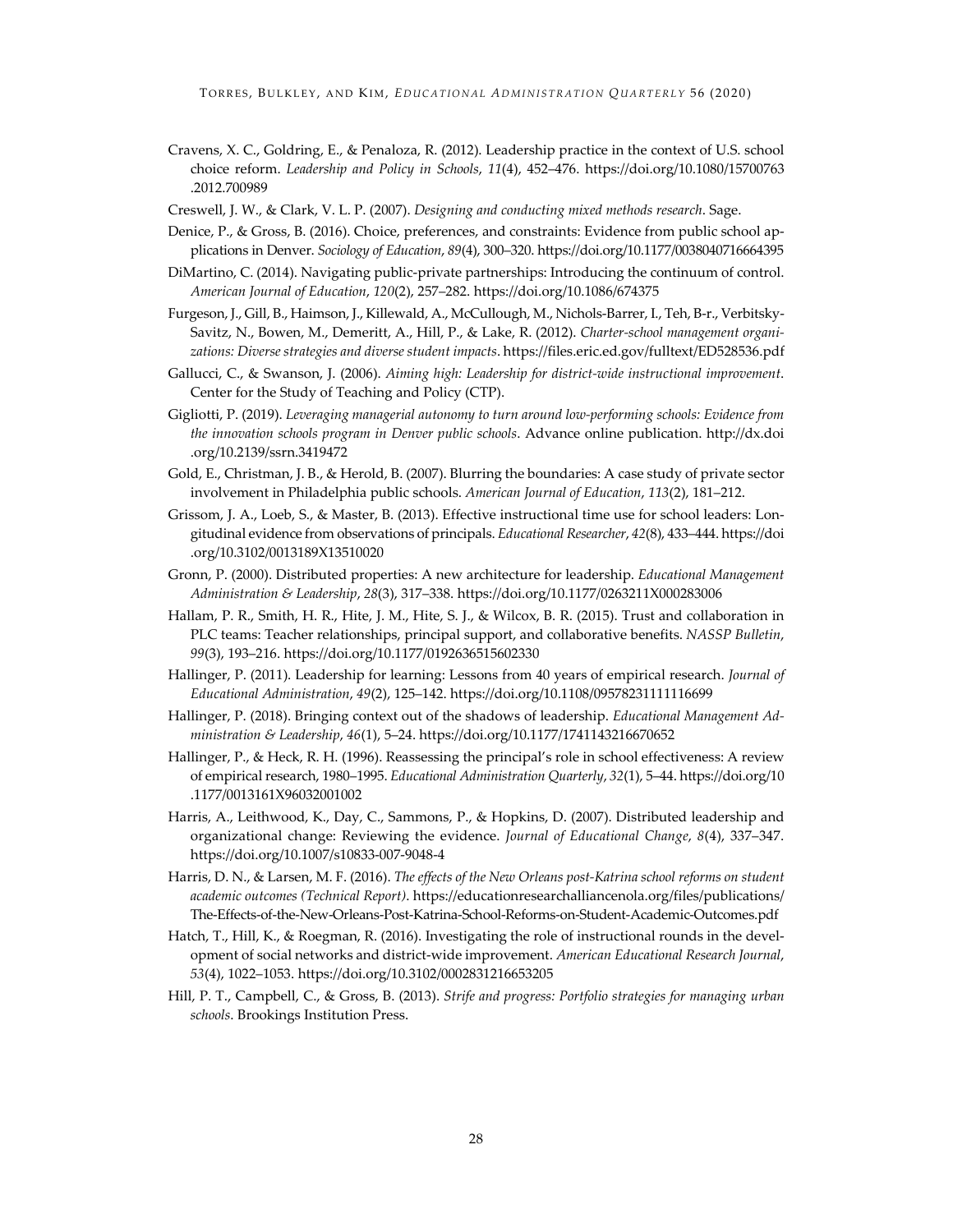Cravens, X. C., Goldring, E., & Penaloza, R. (2012). Leadership practice in the context of U.S. school choice reform. *Leadership and Policy in Schools*, *11*(4), 452–476. https://doi.org/10.1080/15700763.2012.700989

Creswell, J. W., & Clark, V. L. P. (2007). *Designing and conducting mixed methods research*. Sage.

Denice, P., & Gross, B. (2016). Choice, preferences, and constraints: Evidence from public school applications in Denver. *Sociology of Education*, *89*(4), 300–320. https://doi.org/10.1177/0038040716664395

DiMartino, C. (2014). Navigating public-private partnerships: Introducing the continuum of control. *American Journal of Education*, *120*(2), 257–282. https://doi.org/10.1086/674375

Furgeson, J., Gill, B., Haimson, J., Killewald, A., McCullough, M., Nichols-Barrer, I., Teh, B-r., Verbitsky-Savitz, N., Bowen, M., Demeritt, A., Hill, P., & Lake, R. (2012). *Charter-school management organizations: Diverse strategies and diverse student impacts*. https://files.eric.ed.gov/fulltext/ED528536.pdf

Gallucci, C., & Swanson, J. (2006). *Aiming high: Leadership for district-wide instructional improvement*. Center for the Study of Teaching and Policy (CTP).

Gigliotti, P. (2019). *Leveraging managerial autonomy to turn around low-performing schools: Evidence from the innovation schools program in Denver public schools*. Advance online publication. http://dx.doi.org/10.2139/ssrn.3419472

Gold, E., Christman, J. B., & Herold, B. (2007). Blurring the boundaries: A case study of private sector involvement in Philadelphia public schools. *American Journal of Education*, *113*(2), 181–212.

Grissom, J. A., Loeb, S., & Master, B. (2013). Effective instructional time use for school leaders: Longitudinal evidence from observations of principals. *Educational Researcher*, *42*(8), 433–444. https://doi.org/10.3102/0013189X13510020

Gronn, P. (2000). Distributed properties: A new architecture for leadership. *Educational Management Administration & Leadership*, *28*(3), 317–338. https://doi.org/10.1177/0263211X000283006

Hallam, P. R., Smith, H. R., Hite, J. M., Hite, S. J., & Wilcox, B. R. (2015). Trust and collaboration in PLC teams: Teacher relationships, principal support, and collaborative benefits. *NASSP Bulletin*, *99*(3), 193–216. https://doi.org/10.1177/0192636515602330

Hallinger, P. (2011). Leadership for learning: Lessons from 40 years of empirical research. *Journal of Educational Administration*, *49*(2), 125–142. https://doi.org/10.1108/09578231111116699

Hallinger, P. (2018). Bringing context out of the shadows of leadership. *Educational Management Administration & Leadership*, *46*(1), 5–24. https://doi.org/10.1177/1741143216670652

Hallinger, P., & Heck, R. H. (1996). Reassessing the principal's role in school effectiveness: A review of empirical research, 1980–1995. *Educational Administration Quarterly*, *32*(1), 5–44. https://doi.org/10.1177/0013161X96032001002

Harris, A., Leithwood, K., Day, C., Sammons, P., & Hopkins, D. (2007). Distributed leadership and organizational change: Reviewing the evidence. *Journal of Educational Change*, *8*(4), 337–347. https://doi.org/10.1007/s10833-007-9048-4

Harris, D. N., & Larsen, M. F. (2016). *The effects of the New Orleans post-Katrina school reforms on student academic outcomes (Technical Report)*. https://educationresearchalliancenola.org/files/publications/The-Effects-of-the-New-Orleans-Post-Katrina-School-Reforms-on-Student-Academic-Outcomes.pdf

Hatch, T., Hill, K., & Roegman, R. (2016). Investigating the role of instructional rounds in the development of social networks and district-wide improvement. *American Educational Research Journal*, *53*(4), 1022–1053. https://doi.org/10.3102/0002831216653205

Hill, P. T., Campbell, C., & Gross, B. (2013). *Strife and progress: Portfolio strategies for managing urban schools*. Brookings Institution Press.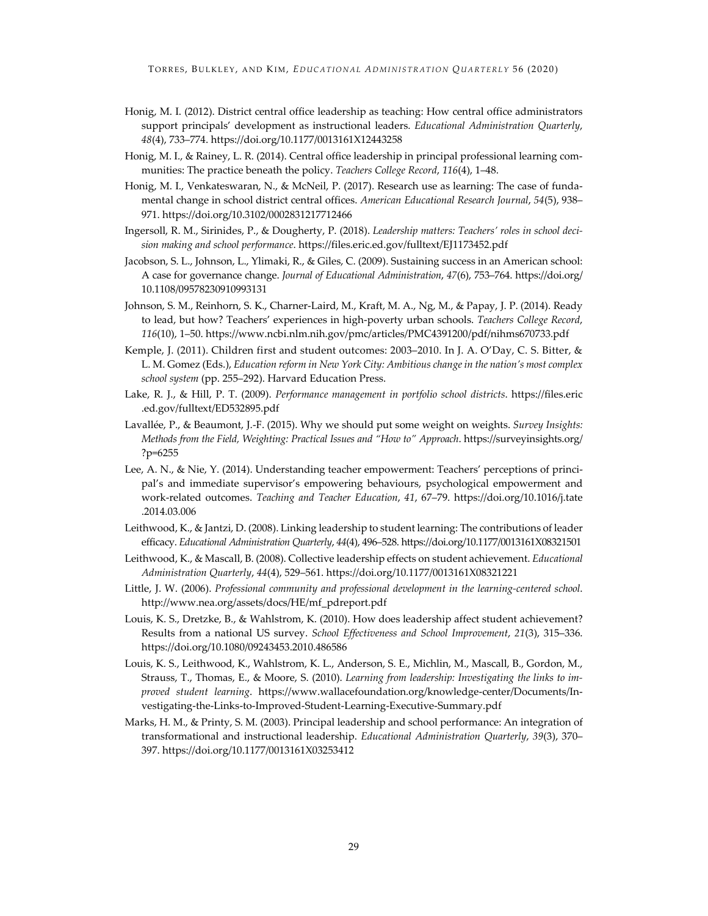Honig, M. I. (2012). District central office leadership as teaching: How central office administrators support principals' development as instructional leaders. *Educational Administration Quarterly*, *48*(4), 733–774. https://doi.org/10.1177/0013161X12443258

Honig, M. I., & Rainey, L. R. (2014). Central office leadership in principal professional learning communities: The practice beneath the policy. *Teachers College Record*, *116*(4), 1–48.

Honig, M. I., Venkateswaran, N., & McNeil, P. (2017). Research use as learning: The case of fundamental change in school district central offices. *American Educational Research Journal*, *54*(5), 938–971. https://doi.org/10.3102/0002831217712466

Ingersoll, R. M., Sirinides, P., & Dougherty, P. (2018). *Leadership matters: Teachers' roles in school decision making and school performance*. https://files.eric.ed.gov/fulltext/EJ1173452.pdf

Jacobson, S. L., Johnson, L., Ylimaki, R., & Giles, C. (2009). Sustaining success in an American school: A case for governance change. *Journal of Educational Administration*, *47*(6), 753–764. https://doi.org/10.1108/09578230910993131

Johnson, S. M., Reinhorn, S. K., Charner-Laird, M., Kraft, M. A., Ng, M., & Papay, J. P. (2014). Ready to lead, but how? Teachers' experiences in high-poverty urban schools. *Teachers College Record*, *116*(10), 1–50. https://www.ncbi.nlm.nih.gov/pmc/articles/PMC4391200/pdf/nihms670733.pdf

Kemple, J. (2011). Children first and student outcomes: 2003–2010. In J. A. O'Day, C. S. Bitter, & L. M. Gomez (Eds.), *Education reform in New York City: Ambitious change in the nation's most complex school system* (pp. 255–292). Harvard Education Press.

Lake, R. J., & Hill, P. T. (2009). *Performance management in portfolio school districts*. https://files.eric.ed.gov/fulltext/ED532895.pdf

Lavallée, P., & Beaumont, J.-F. (2015). Why we should put some weight on weights. *Survey Insights: Methods from the Field, Weighting: Practical Issues and "How to" Approach*. https://surveyinsights.org/?p=6255

Lee, A. N., & Nie, Y. (2014). Understanding teacher empowerment: Teachers' perceptions of principal's and immediate supervisor's empowering behaviours, psychological empowerment and work-related outcomes. *Teaching and Teacher Education*, *41*, 67–79. https://doi.org/10.1016/j.tate.2014.03.006

Leithwood, K., & Jantzi, D. (2008). Linking leadership to student learning: The contributions of leader efficacy. *Educational Administration Quarterly*, *44*(4), 496–528. https://doi.org/10.1177/0013161X08321501

Leithwood, K., & Mascall, B. (2008). Collective leadership effects on student achievement. *Educational Administration Quarterly*, *44*(4), 529–561. https://doi.org/10.1177/0013161X08321221

Little, J. W. (2006). *Professional community and professional development in the learning-centered school*. http://www.nea.org/assets/docs/HE/mf_pdreport.pdf

Louis, K. S., Dretzke, B., & Wahlstrom, K. (2010). How does leadership affect student achievement? Results from a national US survey. *School Effectiveness and School Improvement*, *21*(3), 315–336. https://doi.org/10.1080/09243453.2010.486586

Louis, K. S., Leithwood, K., Wahlstrom, K. L., Anderson, S. E., Michlin, M., Mascall, B., Gordon, M., Strauss, T., Thomas, E., & Moore, S. (2010). *Learning from leadership: Investigating the links to improved student learning*. https://www.wallacefoundation.org/knowledge-center/Documents/Investigating-the-Links-to-Improved-Student-Learning-Executive-Summary.pdf

Marks, H. M., & Printy, S. M. (2003). Principal leadership and school performance: An integration of transformational and instructional leadership. *Educational Administration Quarterly*, *39*(3), 370–397. https://doi.org/10.1177/0013161X03253412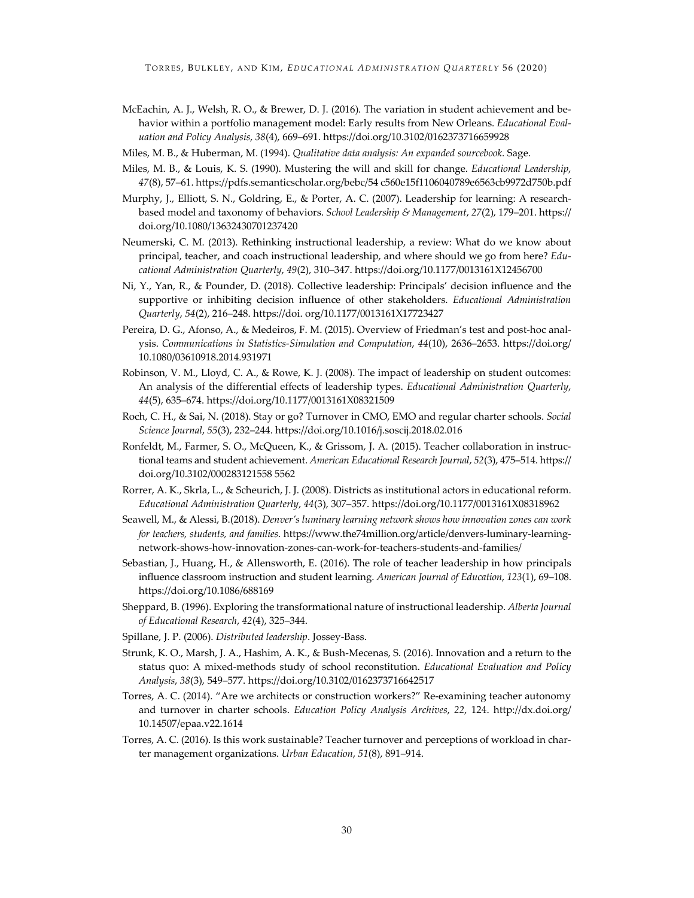McEachin, A. J., Welsh, R. O., & Brewer, D. J. (2016). The variation in student achievement and behavior within a portfolio management model: Early results from New Orleans. *Educational Evaluation and Policy Analysis*, *38*(4), 669–691. https://doi.org/10.3102/0162373716659928

Miles, M. B., & Huberman, M. (1994). *Qualitative data analysis: An expanded sourcebook*. Sage.

Miles, M. B., & Louis, K. S. (1990). Mustering the will and skill for change. *Educational Leadership*, *47*(8), 57–61. https://pdfs.semanticscholar.org/bebc/54 c560e15f1106040789e6563cb9972d750b.pdf

Murphy, J., Elliott, S. N., Goldring, E., & Porter, A. C. (2007). Leadership for learning: A research-based model and taxonomy of behaviors. *School Leadership & Management*, *27*(2), 179–201. https://doi.org/10.1080/13632430701237420

Neumerski, C. M. (2013). Rethinking instructional leadership, a review: What do we know about principal, teacher, and coach instructional leadership, and where should we go from here? *Educational Administration Quarterly*, *49*(2), 310–347. https://doi.org/10.1177/0013161X12456700

Ni, Y., Yan, R., & Pounder, D. (2018). Collective leadership: Principals' decision influence and the supportive or inhibiting decision influence of other stakeholders. *Educational Administration Quarterly*, *54*(2), 216–248. https://doi. org/10.1177/0013161X17723427

Pereira, D. G., Afonso, A., & Medeiros, F. M. (2015). Overview of Friedman's test and post-hoc analysis. *Communications in Statistics-Simulation and Computation*, *44*(10), 2636–2653. https://doi.org/10.1080/03610918.2014.931971

Robinson, V. M., Lloyd, C. A., & Rowe, K. J. (2008). The impact of leadership on student outcomes: An analysis of the differential effects of leadership types. *Educational Administration Quarterly*, *44*(5), 635–674. https://doi.org/10.1177/0013161X08321509

Roch, C. H., & Sai, N. (2018). Stay or go? Turnover in CMO, EMO and regular charter schools. *Social Science Journal*, *55*(3), 232–244. https://doi.org/10.1016/j.soscij.2018.02.016

Ronfeldt, M., Farmer, S. O., McQueen, K., & Grissom, J. A. (2015). Teacher collaboration in instructional teams and student achievement. *American Educational Research Journal*, *52*(3), 475–514. https://doi.org/10.3102/000283121558 5562

Rorrer, A. K., Skrla, L., & Scheurich, J. J. (2008). Districts as institutional actors in educational reform. *Educational Administration Quarterly*, *44*(3), 307–357. https://doi.org/10.1177/0013161X08318962

Seawell, M., & Alessi, B.(2018). *Denver's luminary learning network shows how innovation zones can work for teachers, students, and families*. https://www.the74million.org/article/denvers-luminary-learning-network-shows-how-innovation-zones-can-work-for-teachers-students-and-families/

Sebastian, J., Huang, H., & Allensworth, E. (2016). The role of teacher leadership in how principals influence classroom instruction and student learning. *American Journal of Education*, *123*(1), 69–108. https://doi.org/10.1086/688169

Sheppard, B. (1996). Exploring the transformational nature of instructional leadership. *Alberta Journal of Educational Research*, *42*(4), 325–344.

Spillane, J. P. (2006). *Distributed leadership*. Jossey-Bass.

Strunk, K. O., Marsh, J. A., Hashim, A. K., & Bush-Mecenas, S. (2016). Innovation and a return to the status quo: A mixed-methods study of school reconstitution. *Educational Evaluation and Policy Analysis*, *38*(3), 549–577. https://doi.org/10.3102/0162373716642517

Torres, A. C. (2014). "Are we architects or construction workers?" Re-examining teacher autonomy and turnover in charter schools. *Education Policy Analysis Archives*, *22*, 124. http://dx.doi.org/10.14507/epaa.v22.1614

Torres, A. C. (2016). Is this work sustainable? Teacher turnover and perceptions of workload in charter management organizations. *Urban Education*, *51*(8), 891–914.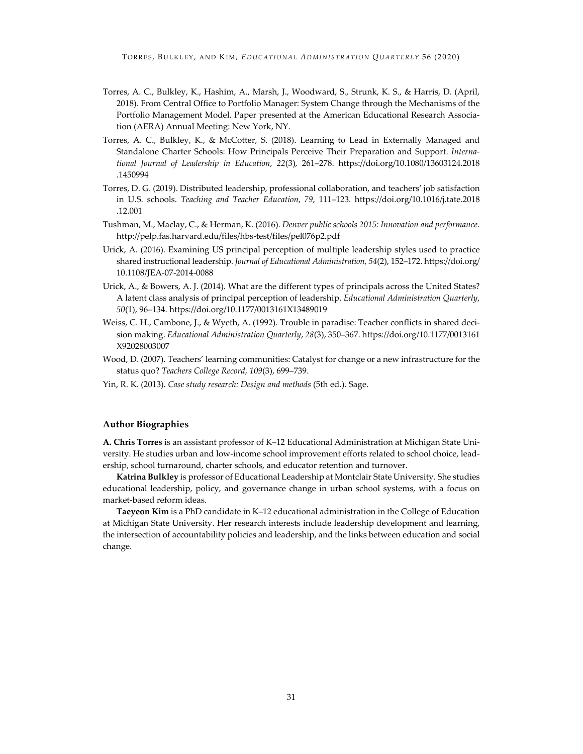Torres, A. C., Bulkley, K., Hashim, A., Marsh, J., Woodward, S., Strunk, K. S., & Harris, D. (April, 2018). From Central Office to Portfolio Manager: System Change through the Mechanisms of the Portfolio Management Model. Paper presented at the American Educational Research Association (AERA) Annual Meeting: New York, NY.

Torres, A. C., Bulkley, K., & McCotter, S. (2018). Learning to Lead in Externally Managed and Standalone Charter Schools: How Principals Perceive Their Preparation and Support. *International Journal of Leadership in Education*, *22*(3), 261–278. https://doi.org/10.1080/13603124.2018.1450994

Torres, D. G. (2019). Distributed leadership, professional collaboration, and teachers' job satisfaction in U.S. schools. *Teaching and Teacher Education*, *79*, 111–123. https://doi.org/10.1016/j.tate.2018.12.001

Tushman, M., Maclay, C., & Herman, K. (2016). *Denver public schools 2015: Innovation and performance*. http://pelp.fas.harvard.edu/files/hbs-test/files/pel076p2.pdf

Urick, A. (2016). Examining US principal perception of multiple leadership styles used to practice shared instructional leadership. *Journal of Educational Administration*, *54*(2), 152–172. https://doi.org/10.1108/JEA-07-2014-0088

Urick, A., & Bowers, A. J. (2014). What are the different types of principals across the United States? A latent class analysis of principal perception of leadership. *Educational Administration Quarterly*, *50*(1), 96–134. https://doi.org/10.1177/0013161X13489019

Weiss, C. H., Cambone, J., & Wyeth, A. (1992). Trouble in paradise: Teacher conflicts in shared decision making. *Educational Administration Quarterly*, *28*(3), 350–367. https://doi.org/10.1177/0013161X92028003007

Wood, D. (2007). Teachers' learning communities: Catalyst for change or a new infrastructure for the status quo? *Teachers College Record*, *109*(3), 699–739.

Yin, R. K. (2013). *Case study research: Design and methods* (5th ed.). Sage.

### Author Biographies

**A. Chris Torres** is an assistant professor of K–12 Educational Administration at Michigan State University. He studies urban and low-income school improvement efforts related to school choice, leadership, school turnaround, charter schools, and educator retention and turnover.

**Katrina Bulkley** is professor of Educational Leadership at Montclair State University. She studies educational leadership, policy, and governance change in urban school systems, with a focus on market-based reform ideas.

**Taeyeon Kim** is a PhD candidate in K–12 educational administration in the College of Education at Michigan State University. Her research interests include leadership development and learning, the intersection of accountability policies and leadership, and the links between education and social change.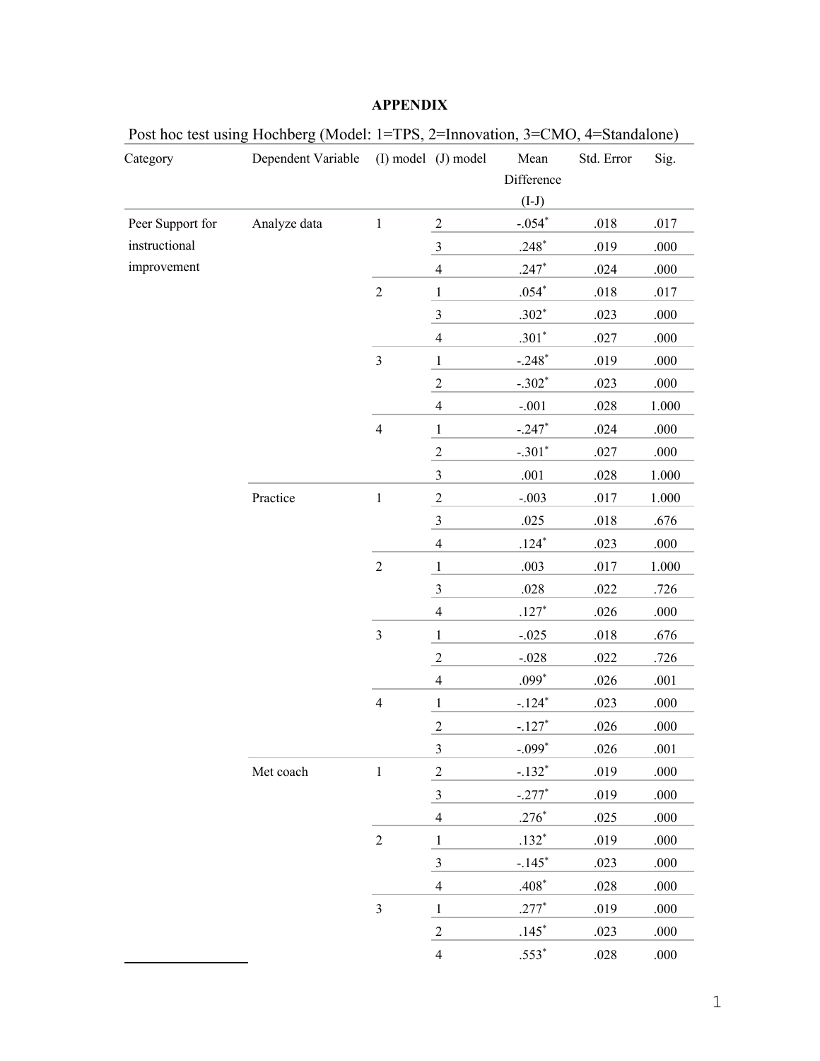**APPENDIX**

Post hoc test using Hochberg (Model: 1=TPS, 2=Innovation, 3=CMO, 4=Standalone)

| Category | Dependent Variable | (I) model | (J) model | Mean Difference (I-J) | Std. Error | Sig. |
|---|---|---|---|---|---|---|
| Peer Support for instructional improvement | Analyze data | 1 | 2 | -.054* | .018 | .017 |
| | | | 3 | .248* | .019 | .000 |
| | | | 4 | .247* | .024 | .000 |
| | | 2 | 1 | .054* | .018 | .017 |
| | | | 3 | .302* | .023 | .000 |
| | | | 4 | .301* | .027 | .000 |
| | | 3 | 1 | -.248* | .019 | .000 |
| | | | 2 | -.302* | .023 | .000 |
| | | | 4 | -.001 | .028 | 1.000 |
| | | 4 | 1 | -.247* | .024 | .000 |
| | | | 2 | -.301* | .027 | .000 |
| | | | 3 | .001 | .028 | 1.000 |
| | Practice | 1 | 2 | -.003 | .017 | 1.000 |
| | | | 3 | .025 | .018 | .676 |
| | | | 4 | .124* | .023 | .000 |
| | | 2 | 1 | .003 | .017 | 1.000 |
| | | | 3 | .028 | .022 | .726 |
| | | | 4 | .127* | .026 | .000 |
| | | 3 | 1 | -.025 | .018 | .676 |
| | | | 2 | -.028 | .022 | .726 |
| | | | 4 | .099* | .026 | .001 |
| | | 4 | 1 | -.124* | .023 | .000 |
| | | | 2 | -.127* | .026 | .000 |
| | | | 3 | -.099* | .026 | .001 |
| | Met coach | 1 | 2 | -.132* | .019 | .000 |
| | | | 3 | -.277* | .019 | .000 |
| | | | 4 | .276* | .025 | .000 |
| | | 2 | 1 | .132* | .019 | .000 |
| | | | 3 | -.145* | .023 | .000 |
| | | | 4 | .408* | .028 | .000 |
| | | 3 | 1 | .277* | .019 | .000 |
| | | | 2 | .145* | .023 | .000 |
| | | | 4 | .553* | .028 | .000 |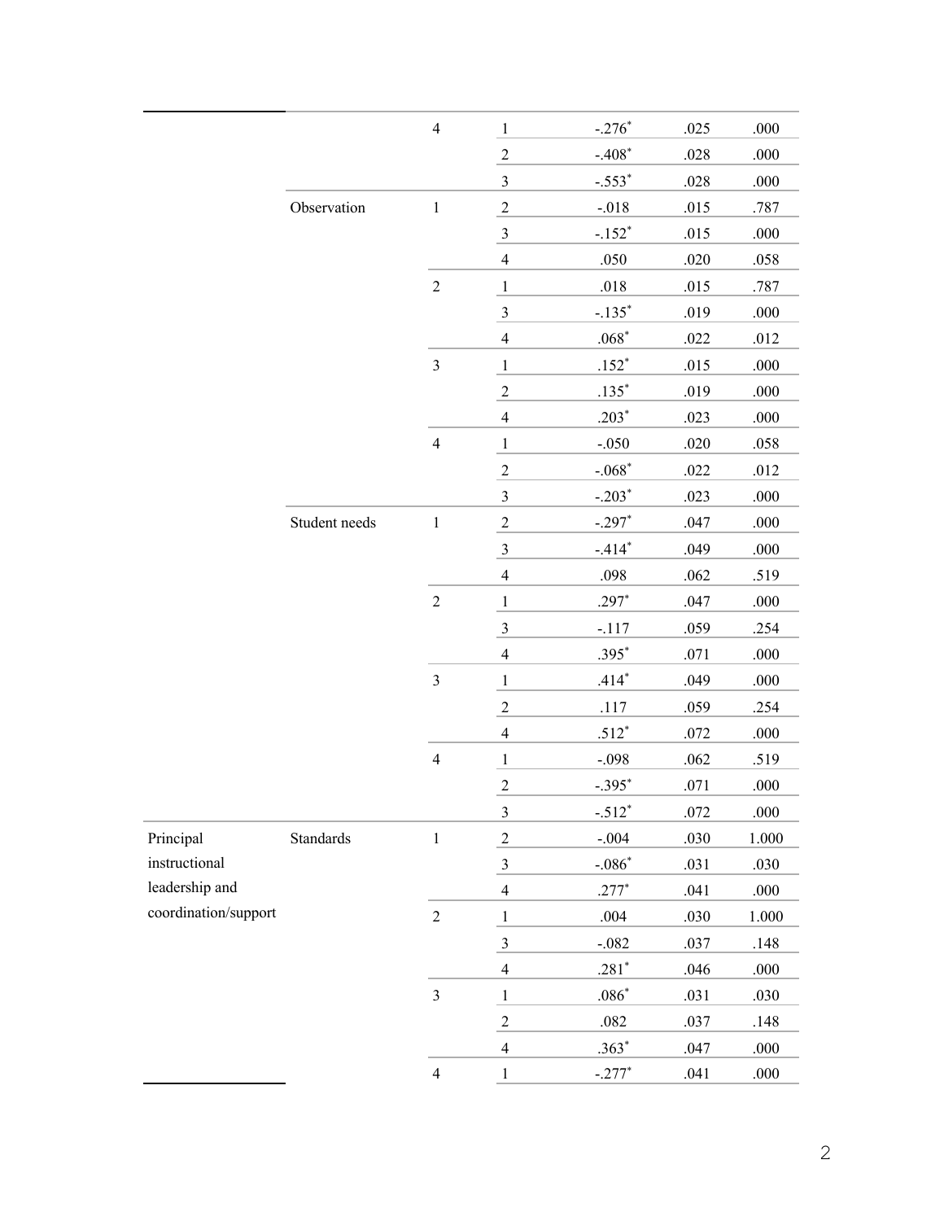| | | | | | | |
|---|---|---|---|---|---|---|
| | | 4 | 1 | -.276* | .025 | .000 |
| | | | 2 | -.408* | .028 | .000 |
| | | | 3 | -.553* | .028 | .000 |
| | Observation | 1 | 2 | -.018 | .015 | .787 |
| | | | 3 | -.152* | .015 | .000 |
| | | | 4 | .050 | .020 | .058 |
| | | 2 | 1 | .018 | .015 | .787 |
| | | | 3 | -.135* | .019 | .000 |
| | | | 4 | .068* | .022 | .012 |
| | | 3 | 1 | .152* | .015 | .000 |
| | | | 2 | .135* | .019 | .000 |
| | | | 4 | .203* | .023 | .000 |
| | | 4 | 1 | -.050 | .020 | .058 |
| | | | 2 | -.068* | .022 | .012 |
| | | | 3 | -.203* | .023 | .000 |
| | Student needs | 1 | 2 | -.297* | .047 | .000 |
| | | | 3 | -.414* | .049 | .000 |
| | | | 4 | .098 | .062 | .519 |
| | | 2 | 1 | .297* | .047 | .000 |
| | | | 3 | -.117 | .059 | .254 |
| | | | 4 | .395* | .071 | .000 |
| | | 3 | 1 | .414* | .049 | .000 |
| | | | 2 | .117 | .059 | .254 |
| | | | 4 | .512* | .072 | .000 |
| | | 4 | 1 | -.098 | .062 | .519 |
| | | | 2 | -.395* | .071 | .000 |
| | | | 3 | -.512* | .072 | .000 |
| Principal instructional leadership and coordination/support | Standards | 1 | 2 | -.004 | .030 | 1.000 |
| | | | 3 | -.086* | .031 | .030 |
| | | | 4 | .277* | .041 | .000 |
| | | 2 | 1 | .004 | .030 | 1.000 |
| | | | 3 | -.082 | .037 | .148 |
| | | | 4 | .281* | .046 | .000 |
| | | 3 | 1 | .086* | .031 | .030 |
| | | | 2 | .082 | .037 | .148 |
| | | | 4 | .363* | .047 | .000 |
| | | 4 | 1 | -.277* | .041 | .000 |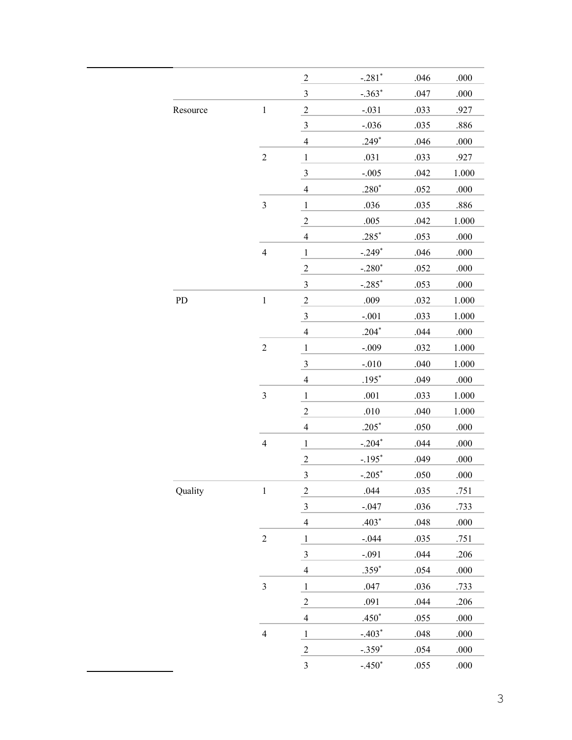| | | | | | |
|---|---|---|---|---|---|
| | | 2 | -.281* | .046 | .000 |
| | | 3 | -.363* | .047 | .000 |
| Resource | 1 | 2 | -.031 | .033 | .927 |
| | | 3 | -.036 | .035 | .886 |
| | | 4 | .249* | .046 | .000 |
| | 2 | 1 | .031 | .033 | .927 |
| | | 3 | -.005 | .042 | 1.000 |
| | | 4 | .280* | .052 | .000 |
| | 3 | 1 | .036 | .035 | .886 |
| | | 2 | .005 | .042 | 1.000 |
| | | 4 | .285* | .053 | .000 |
| | 4 | 1 | -.249* | .046 | .000 |
| | | 2 | -.280* | .052 | .000 |
| | | 3 | -.285* | .053 | .000 |
| PD | 1 | 2 | .009 | .032 | 1.000 |
| | | 3 | -.001 | .033 | 1.000 |
| | | 4 | .204* | .044 | .000 |
| | 2 | 1 | -.009 | .032 | 1.000 |
| | | 3 | -.010 | .040 | 1.000 |
| | | 4 | .195* | .049 | .000 |
| | 3 | 1 | .001 | .033 | 1.000 |
| | | 2 | .010 | .040 | 1.000 |
| | | 4 | .205* | .050 | .000 |
| | 4 | 1 | -.204* | .044 | .000 |
| | | 2 | -.195* | .049 | .000 |
| | | 3 | -.205* | .050 | .000 |
| Quality | 1 | 2 | .044 | .035 | .751 |
| | | 3 | -.047 | .036 | .733 |
| | | 4 | .403* | .048 | .000 |
| | 2 | 1 | -.044 | .035 | .751 |
| | | 3 | -.091 | .044 | .206 |
| | | 4 | .359* | .054 | .000 |
| | 3 | 1 | .047 | .036 | .733 |
| | | 2 | .091 | .044 | .206 |
| | | 4 | .450* | .055 | .000 |
| | 4 | 1 | -.403* | .048 | .000 |
| | | 2 | -.359* | .054 | .000 |
| | | 3 | -.450* | .055 | .000 |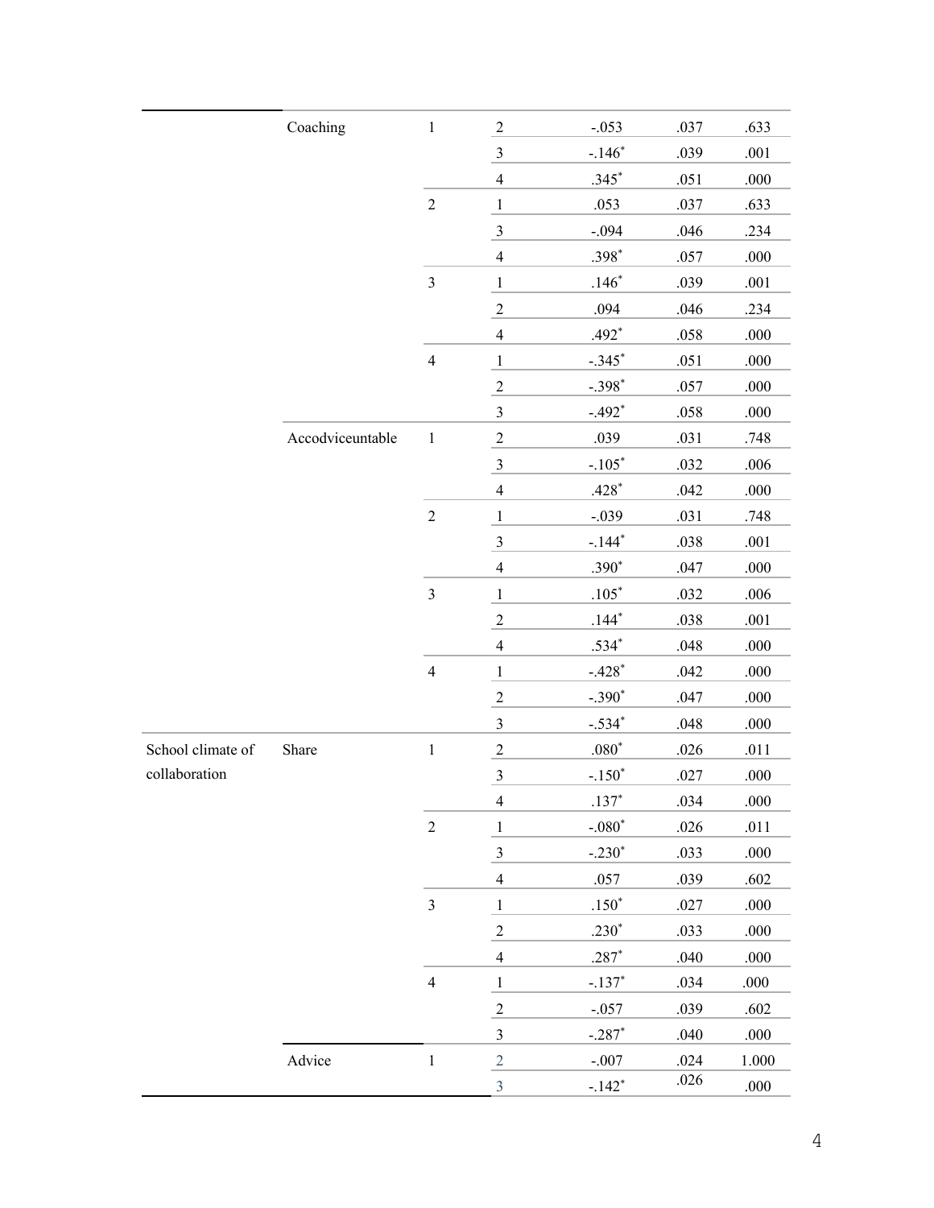| | | | | | | |
|---|---|---|---|---|---|---|
| | Coaching | 1 | 2 | -.053 | .037 | .633 |
| | | | 3 | -.146* | .039 | .001 |
| | | | 4 | .345* | .051 | .000 |
| | | 2 | 1 | .053 | .037 | .633 |
| | | | 3 | -.094 | .046 | .234 |
| | | | 4 | .398* | .057 | .000 |
| | | 3 | 1 | .146* | .039 | .001 |
| | | | 2 | .094 | .046 | .234 |
| | | | 4 | .492* | .058 | .000 |
| | | 4 | 1 | -.345* | .051 | .000 |
| | | | 2 | -.398* | .057 | .000 |
| | | | 3 | -.492* | .058 | .000 |
| | Accodviceuntable | 1 | 2 | .039 | .031 | .748 |
| | | | 3 | -.105* | .032 | .006 |
| | | | 4 | .428* | .042 | .000 |
| | | 2 | 1 | -.039 | .031 | .748 |
| | | | 3 | -.144* | .038 | .001 |
| | | | 4 | .390* | .047 | .000 |
| | | 3 | 1 | .105* | .032 | .006 |
| | | | 2 | .144* | .038 | .001 |
| | | | 4 | .534* | .048 | .000 |
| | | 4 | 1 | -.428* | .042 | .000 |
| | | | 2 | -.390* | .047 | .000 |
| | | | 3 | -.534* | .048 | .000 |
| School climate of collaboration | Share | 1 | 2 | .080* | .026 | .011 |
| | | | 3 | -.150* | .027 | .000 |
| | | | 4 | .137* | .034 | .000 |
| | | 2 | 1 | -.080* | .026 | .011 |
| | | | 3 | -.230* | .033 | .000 |
| | | | 4 | .057 | .039 | .602 |
| | | 3 | 1 | .150* | .027 | .000 |
| | | | 2 | .230* | .033 | .000 |
| | | | 4 | .287* | .040 | .000 |
| | | 4 | 1 | -.137* | .034 | .000 |
| | | | 2 | -.057 | .039 | .602 |
| | | | 3 | -.287* | .040 | .000 |
| | Advice | 1 | 2 | -.007 | .024 | 1.000 |
| | | | 3 | -.142* | .026 | .000 |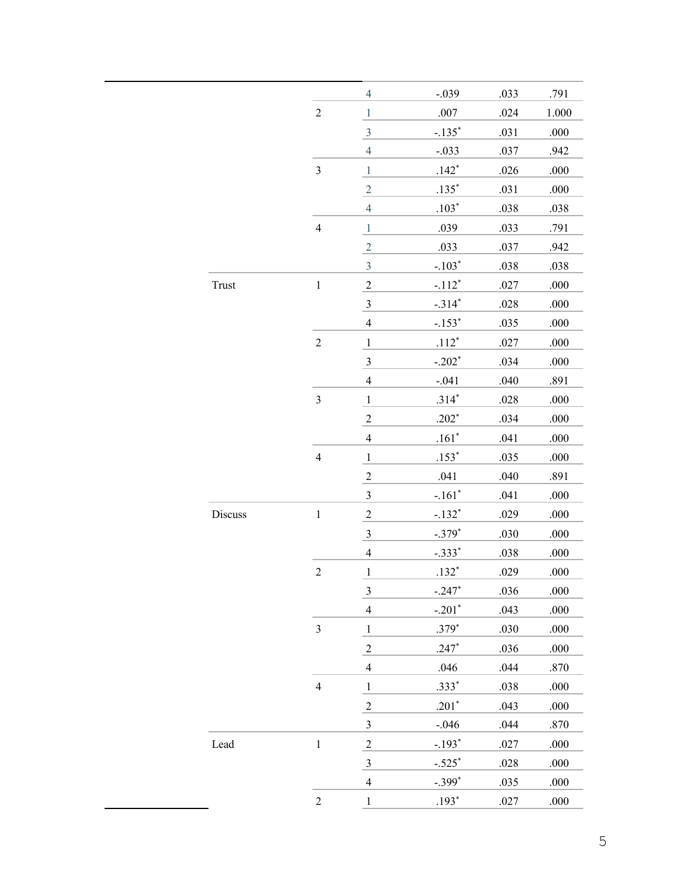| | | | | | |
|---|---|---|---|---|---|
| | | 4 | -.039 | .033 | .791 |
| | 2 | 1 | .007 | .024 | 1.000 |
| | | 3 | -.135* | .031 | .000 |
| | | 4 | -.033 | .037 | .942 |
| | 3 | 1 | .142* | .026 | .000 |
| | | 2 | .135* | .031 | .000 |
| | | 4 | .103* | .038 | .038 |
| | 4 | 1 | .039 | .033 | .791 |
| | | 2 | .033 | .037 | .942 |
| | | 3 | -.103* | .038 | .038 |
| Trust | 1 | 2 | -.112* | .027 | .000 |
| | | 3 | -.314* | .028 | .000 |
| | | 4 | -.153* | .035 | .000 |
| | 2 | 1 | .112* | .027 | .000 |
| | | 3 | -.202* | .034 | .000 |
| | | 4 | -.041 | .040 | .891 |
| | 3 | 1 | .314* | .028 | .000 |
| | | 2 | .202* | .034 | .000 |
| | | 4 | .161* | .041 | .000 |
| | 4 | 1 | .153* | .035 | .000 |
| | | 2 | .041 | .040 | .891 |
| | | 3 | -.161* | .041 | .000 |
| Discuss | 1 | 2 | -.132* | .029 | .000 |
| | | 3 | -.379* | .030 | .000 |
| | | 4 | -.333* | .038 | .000 |
| | 2 | 1 | .132* | .029 | .000 |
| | | 3 | -.247* | .036 | .000 |
| | | 4 | -.201* | .043 | .000 |
| | 3 | 1 | .379* | .030 | .000 |
| | | 2 | .247* | .036 | .000 |
| | | 4 | .046 | .044 | .870 |
| | 4 | 1 | .333* | .038 | .000 |
| | | 2 | .201* | .043 | .000 |
| | | 3 | -.046 | .044 | .870 |
| Lead | 1 | 2 | -.193* | .027 | .000 |
| | | 3 | -.525* | .028 | .000 |
| | | 4 | -.399* | .035 | .000 |
| | 2 | 1 | .193* | .027 | .000 |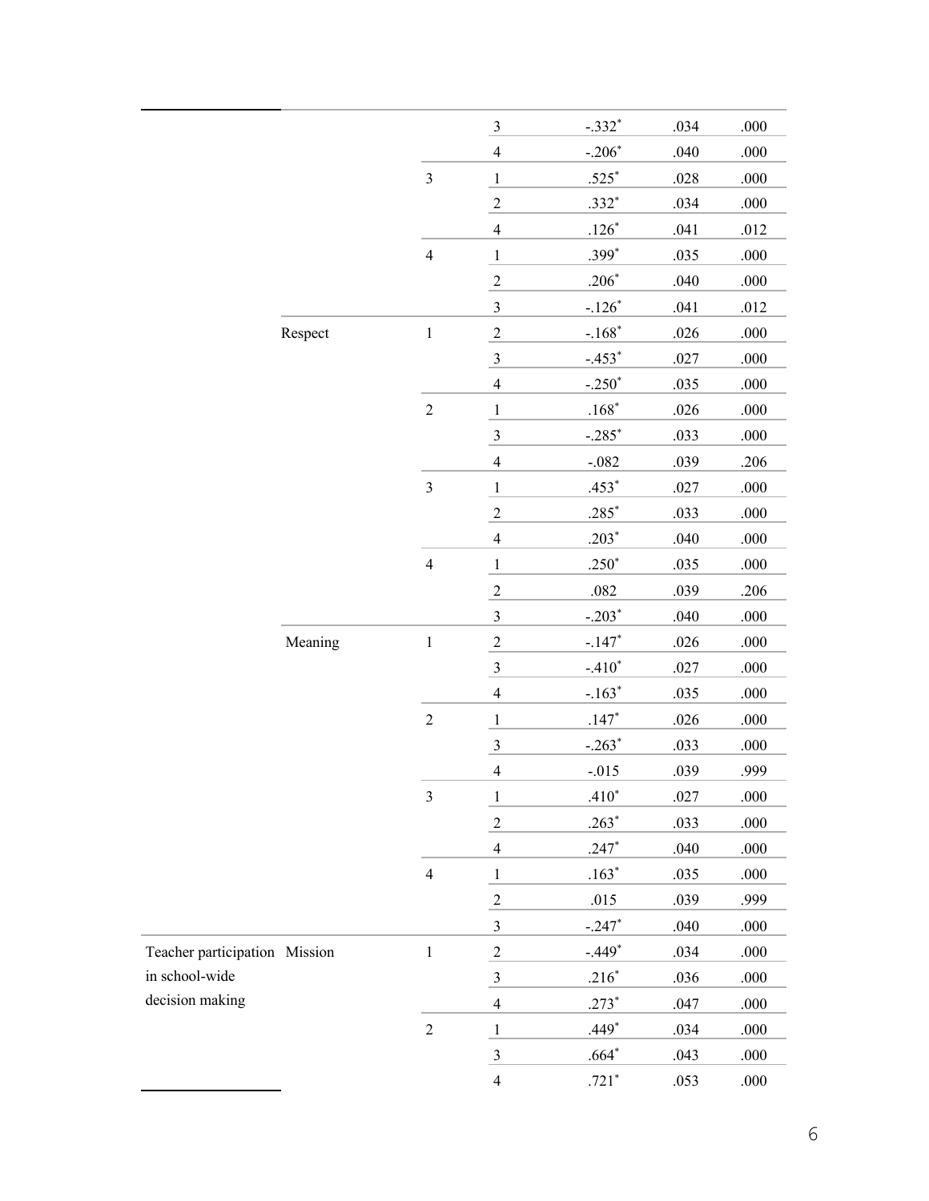| | | | | | |
|---|---|---|---|---|---|
| | | | 3 | -.332* | .034 | .000 |
| | | | 4 | -.206* | .040 | .000 |
| | | 3 | 1 | .525* | .028 | .000 |
| | | | 2 | .332* | .034 | .000 |
| | | | 4 | .126* | .041 | .012 |
| | | 4 | 1 | .399* | .035 | .000 |
| | | | 2 | .206* | .040 | .000 |
| | | | 3 | -.126* | .041 | .012 |
| | Respect | 1 | 2 | -.168* | .026 | .000 |
| | | | 3 | -.453* | .027 | .000 |
| | | | 4 | -.250* | .035 | .000 |
| | | 2 | 1 | .168* | .026 | .000 |
| | | | 3 | -.285* | .033 | .000 |
| | | | 4 | -.082 | .039 | .206 |
| | | 3 | 1 | .453* | .027 | .000 |
| | | | 2 | .285* | .033 | .000 |
| | | | 4 | .203* | .040 | .000 |
| | | 4 | 1 | .250* | .035 | .000 |
| | | | 2 | .082 | .039 | .206 |
| | | | 3 | -.203* | .040 | .000 |
| | Meaning | 1 | 2 | -.147* | .026 | .000 |
| | | | 3 | -.410* | .027 | .000 |
| | | | 4 | -.163* | .035 | .000 |
| | | 2 | 1 | .147* | .026 | .000 |
| | | | 3 | -.263* | .033 | .000 |
| | | | 4 | -.015 | .039 | .999 |
| | | 3 | 1 | .410* | .027 | .000 |
| | | | 2 | .263* | .033 | .000 |
| | | | 4 | .247* | .040 | .000 |
| | | 4 | 1 | .163* | .035 | .000 |
| | | | 2 | .015 | .039 | .999 |
| | | | 3 | -.247* | .040 | .000 |
| Teacher participation in school-wide decision making | Mission | 1 | 2 | -.449* | .034 | .000 |
| | | | 3 | .216* | .036 | .000 |
| | | | 4 | .273* | .047 | .000 |
| | | 2 | 1 | .449* | .034 | .000 |
| | | | 3 | .664* | .043 | .000 |
| | | | 4 | .721* | .053 | .000 |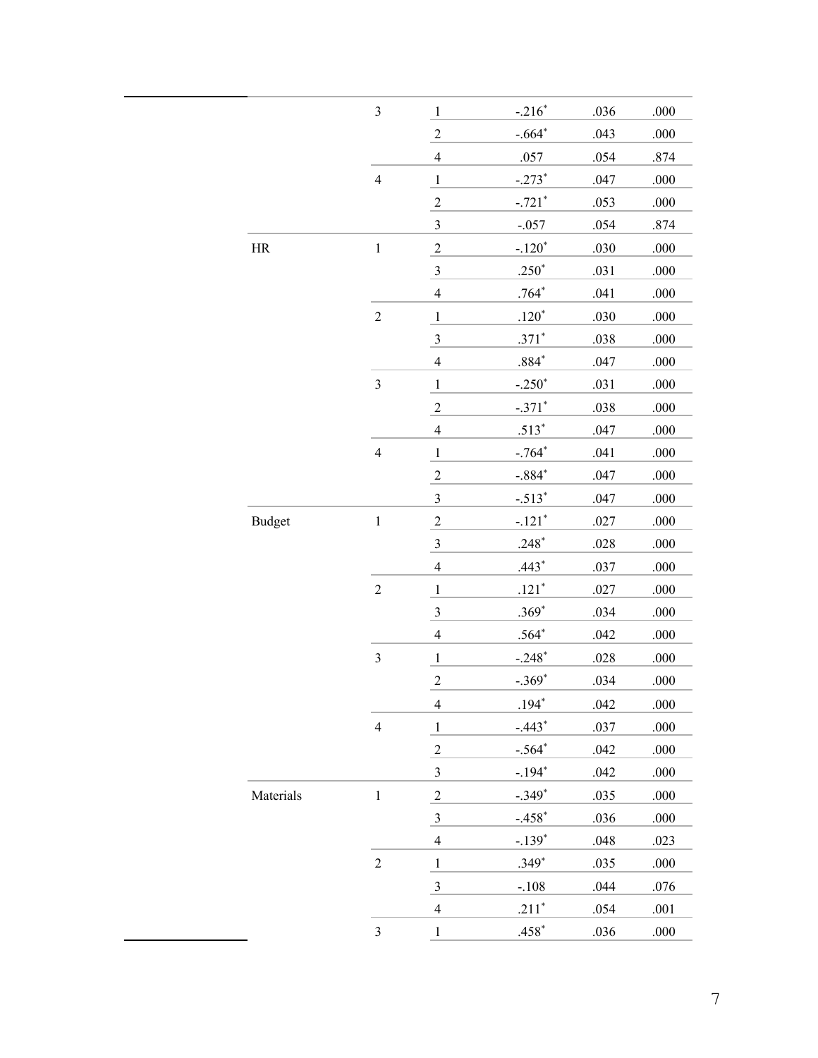| | | | | | |
|---|---|---|---|---|---|
| | 3 | 1 | -.216* | .036 | .000 |
| | | 2 | -.664* | .043 | .000 |
| | | 4 | .057 | .054 | .874 |
| | 4 | 1 | -.273* | .047 | .000 |
| | | 2 | -.721* | .053 | .000 |
| | | 3 | -.057 | .054 | .874 |
| HR | 1 | 2 | -.120* | .030 | .000 |
| | | 3 | .250* | .031 | .000 |
| | | 4 | .764* | .041 | .000 |
| | 2 | 1 | .120* | .030 | .000 |
| | | 3 | .371* | .038 | .000 |
| | | 4 | .884* | .047 | .000 |
| | 3 | 1 | -.250* | .031 | .000 |
| | | 2 | -.371* | .038 | .000 |
| | | 4 | .513* | .047 | .000 |
| | 4 | 1 | -.764* | .041 | .000 |
| | | 2 | -.884* | .047 | .000 |
| | | 3 | -.513* | .047 | .000 |
| Budget | 1 | 2 | -.121* | .027 | .000 |
| | | 3 | .248* | .028 | .000 |
| | | 4 | .443* | .037 | .000 |
| | 2 | 1 | .121* | .027 | .000 |
| | | 3 | .369* | .034 | .000 |
| | | 4 | .564* | .042 | .000 |
| | 3 | 1 | -.248* | .028 | .000 |
| | | 2 | -.369* | .034 | .000 |
| | | 4 | .194* | .042 | .000 |
| | 4 | 1 | -.443* | .037 | .000 |
| | | 2 | -.564* | .042 | .000 |
| | | 3 | -.194* | .042 | .000 |
| Materials | 1 | 2 | -.349* | .035 | .000 |
| | | 3 | -.458* | .036 | .000 |
| | | 4 | -.139* | .048 | .023 |
| | 2 | 1 | .349* | .035 | .000 |
| | | 3 | -.108 | .044 | .076 |
| | | 4 | .211* | .054 | .001 |
| | 3 | 1 | .458* | .036 | .000 |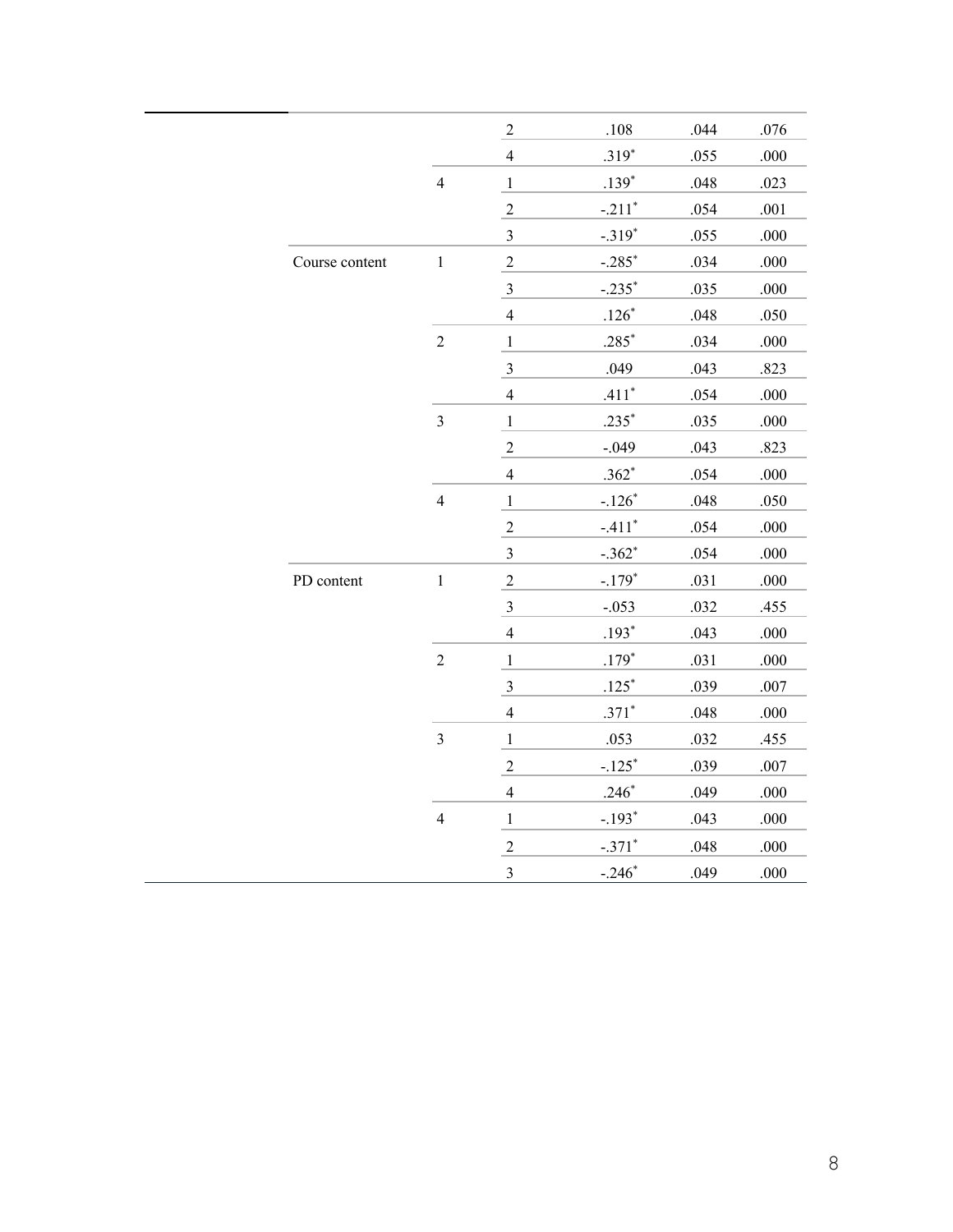| | | | | | |
|---|---|---|---|---|---|
| | | 2 | .108 | .044 | .076 |
| | | 4 | .319* | .055 | .000 |
| | 4 | 1 | .139* | .048 | .023 |
| | | 2 | -.211* | .054 | .001 |
| | | 3 | -.319* | .055 | .000 |
| Course content | 1 | 2 | -.285* | .034 | .000 |
| | | 3 | -.235* | .035 | .000 |
| | | 4 | .126* | .048 | .050 |
| | 2 | 1 | .285* | .034 | .000 |
| | | 3 | .049 | .043 | .823 |
| | | 4 | .411* | .054 | .000 |
| | 3 | 1 | .235* | .035 | .000 |
| | | 2 | -.049 | .043 | .823 |
| | | 4 | .362* | .054 | .000 |
| | 4 | 1 | -.126* | .048 | .050 |
| | | 2 | -.411* | .054 | .000 |
| | | 3 | -.362* | .054 | .000 |
| PD content | 1 | 2 | -.179* | .031 | .000 |
| | | 3 | -.053 | .032 | .455 |
| | | 4 | .193* | .043 | .000 |
| | 2 | 1 | .179* | .031 | .000 |
| | | 3 | .125* | .039 | .007 |
| | | 4 | .371* | .048 | .000 |
| | 3 | 1 | .053 | .032 | .455 |
| | | 2 | -.125* | .039 | .007 |
| | | 4 | .246* | .049 | .000 |
| | 4 | 1 | -.193* | .043 | .000 |
| | | 2 | -.371* | .048 | .000 |
| | | 3 | -.246* | .049 | .000 |